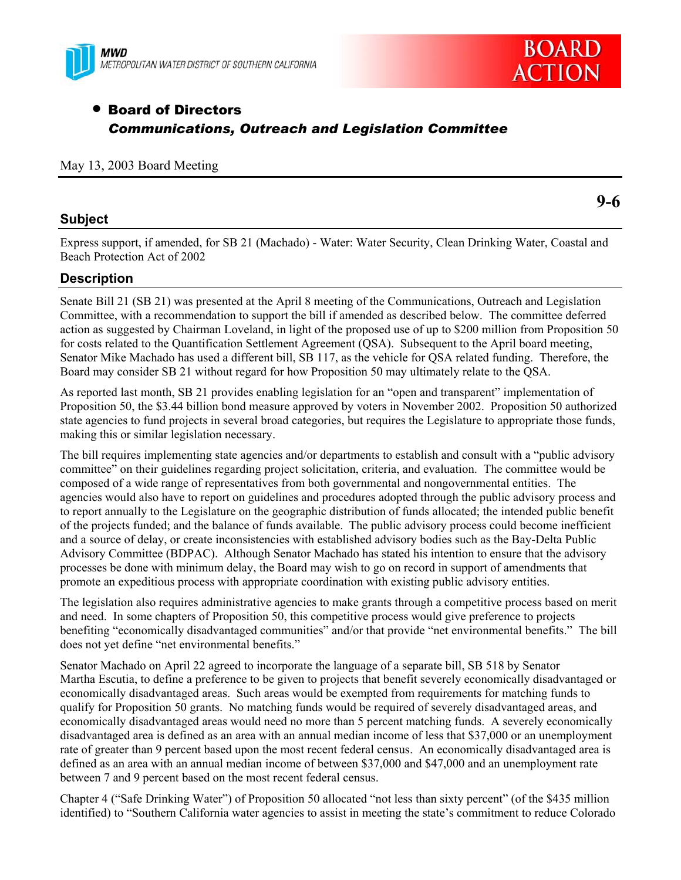MWD
METROPOLITAN WATER DISTRICT OF SOUTHERN CALIFORNIA

BOARD ACTION

- **Board of Directors**
  ***Communications, Outreach and Legislation Committee***

May 13, 2003 Board Meeting

**9-6**

## Subject

Express support, if amended, for SB 21 (Machado) - Water: Water Security, Clean Drinking Water, Coastal and Beach Protection Act of 2002

## Description

Senate Bill 21 (SB 21) was presented at the April 8 meeting of the Communications, Outreach and Legislation Committee, with a recommendation to support the bill if amended as described below. The committee deferred action as suggested by Chairman Loveland, in light of the proposed use of up to $200 million from Proposition 50 for costs related to the Quantification Settlement Agreement (QSA). Subsequent to the April board meeting, Senator Mike Machado has used a different bill, SB 117, as the vehicle for QSA related funding. Therefore, the Board may consider SB 21 without regard for how Proposition 50 may ultimately relate to the QSA.

As reported last month, SB 21 provides enabling legislation for an "open and transparent" implementation of Proposition 50, the $3.44 billion bond measure approved by voters in November 2002. Proposition 50 authorized state agencies to fund projects in several broad categories, but requires the Legislature to appropriate those funds, making this or similar legislation necessary.

The bill requires implementing state agencies and/or departments to establish and consult with a "public advisory committee" on their guidelines regarding project solicitation, criteria, and evaluation. The committee would be composed of a wide range of representatives from both governmental and nongovernmental entities. The agencies would also have to report on guidelines and procedures adopted through the public advisory process and to report annually to the Legislature on the geographic distribution of funds allocated; the intended public benefit of the projects funded; and the balance of funds available. The public advisory process could become inefficient and a source of delay, or create inconsistencies with established advisory bodies such as the Bay-Delta Public Advisory Committee (BDPAC). Although Senator Machado has stated his intention to ensure that the advisory processes be done with minimum delay, the Board may wish to go on record in support of amendments that promote an expeditious process with appropriate coordination with existing public advisory entities.

The legislation also requires administrative agencies to make grants through a competitive process based on merit and need. In some chapters of Proposition 50, this competitive process would give preference to projects benefiting "economically disadvantaged communities" and/or that provide "net environmental benefits." The bill does not yet define "net environmental benefits."

Senator Machado on April 22 agreed to incorporate the language of a separate bill, SB 518 by Senator Martha Escutia, to define a preference to be given to projects that benefit severely economically disadvantaged or economically disadvantaged areas. Such areas would be exempted from requirements for matching funds to qualify for Proposition 50 grants. No matching funds would be required of severely disadvantaged areas, and economically disadvantaged areas would need no more than 5 percent matching funds. A severely economically disadvantaged area is defined as an area with an annual median income of less that $37,000 or an unemployment rate of greater than 9 percent based upon the most recent federal census. An economically disadvantaged area is defined as an area with an annual median income of between $37,000 and $47,000 and an unemployment rate between 7 and 9 percent based on the most recent federal census.

Chapter 4 ("Safe Drinking Water") of Proposition 50 allocated "not less than sixty percent" (of the $435 million identified) to "Southern California water agencies to assist in meeting the state's commitment to reduce Colorado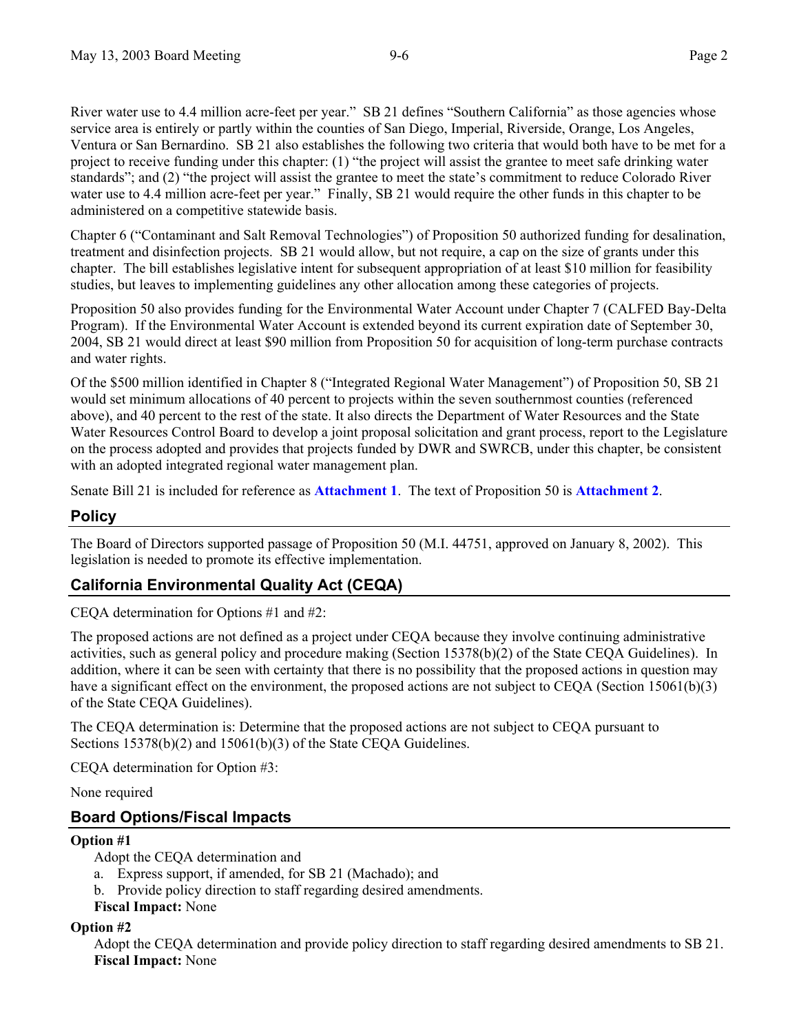River water use to 4.4 million acre-feet per year." SB 21 defines "Southern California" as those agencies whose service area is entirely or partly within the counties of San Diego, Imperial, Riverside, Orange, Los Angeles, Ventura or San Bernardino. SB 21 also establishes the following two criteria that would both have to be met for a project to receive funding under this chapter: (1) "the project will assist the grantee to meet safe drinking water standards"; and (2) "the project will assist the grantee to meet the state's commitment to reduce Colorado River water use to 4.4 million acre-feet per year." Finally, SB 21 would require the other funds in this chapter to be administered on a competitive statewide basis.

Chapter 6 ("Contaminant and Salt Removal Technologies") of Proposition 50 authorized funding for desalination, treatment and disinfection projects. SB 21 would allow, but not require, a cap on the size of grants under this chapter. The bill establishes legislative intent for subsequent appropriation of at least $10 million for feasibility studies, but leaves to implementing guidelines any other allocation among these categories of projects.

Proposition 50 also provides funding for the Environmental Water Account under Chapter 7 (CALFED Bay-Delta Program). If the Environmental Water Account is extended beyond its current expiration date of September 30, 2004, SB 21 would direct at least $90 million from Proposition 50 for acquisition of long-term purchase contracts and water rights.

Of the $500 million identified in Chapter 8 ("Integrated Regional Water Management") of Proposition 50, SB 21 would set minimum allocations of 40 percent to projects within the seven southernmost counties (referenced above), and 40 percent to the rest of the state. It also directs the Department of Water Resources and the State Water Resources Control Board to develop a joint proposal solicitation and grant process, report to the Legislature on the process adopted and provides that projects funded by DWR and SWRCB, under this chapter, be consistent with an adopted integrated regional water management plan.

Senate Bill 21 is included for reference as **Attachment 1**. The text of Proposition 50 is **Attachment 2**.

## Policy

The Board of Directors supported passage of Proposition 50 (M.I. 44751, approved on January 8, 2002). This legislation is needed to promote its effective implementation.

## California Environmental Quality Act (CEQA)

CEQA determination for Options #1 and #2:

The proposed actions are not defined as a project under CEQA because they involve continuing administrative activities, such as general policy and procedure making (Section 15378(b)(2) of the State CEQA Guidelines). In addition, where it can be seen with certainty that there is no possibility that the proposed actions in question may have a significant effect on the environment, the proposed actions are not subject to CEQA (Section 15061(b)(3) of the State CEQA Guidelines).

The CEQA determination is: Determine that the proposed actions are not subject to CEQA pursuant to Sections 15378(b)(2) and 15061(b)(3) of the State CEQA Guidelines.

CEQA determination for Option #3:

None required

## Board Options/Fiscal Impacts

**Option #1**

Adopt the CEQA determination and

a. Express support, if amended, for SB 21 (Machado); and
b. Provide policy direction to staff regarding desired amendments.

**Fiscal Impact:** None

**Option #2**

Adopt the CEQA determination and provide policy direction to staff regarding desired amendments to SB 21.

**Fiscal Impact:** None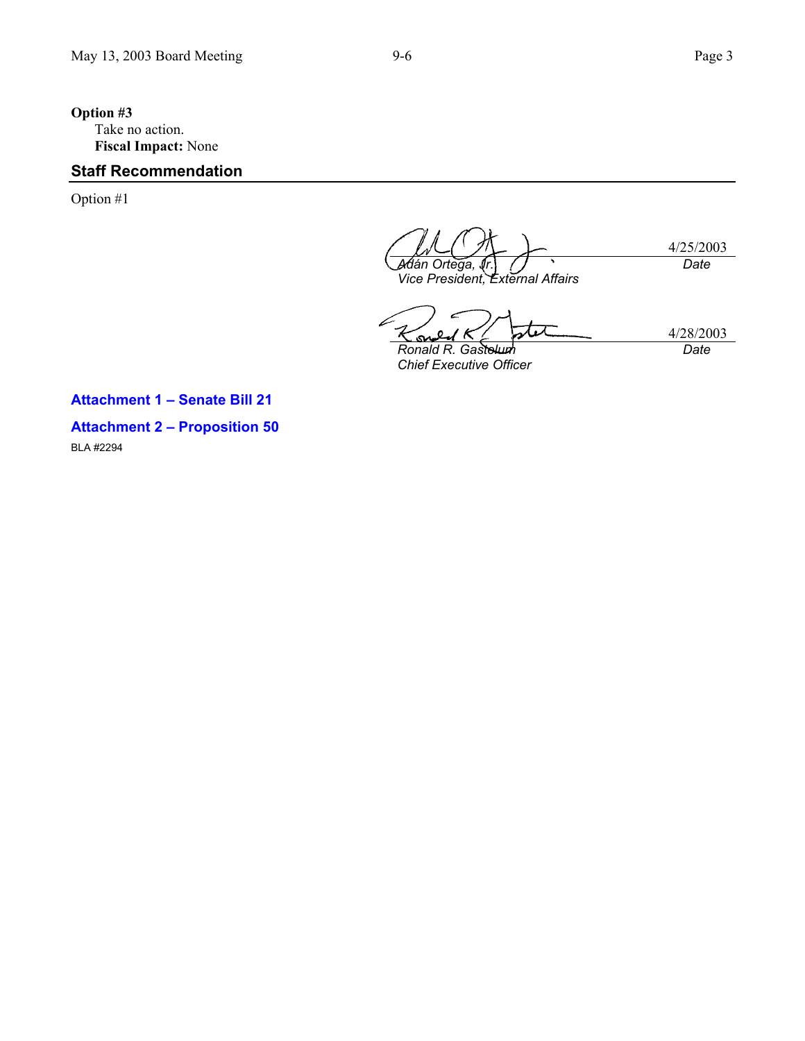**Option #3**

Take no action.

**Fiscal Impact:** None

## Staff Recommendation

Option #1

| | |
|---|---|
| *Adán Ortega, Jr.* | 4/25/2003 |
| *Vice President, External Affairs* | *Date* |

| | |
|---|---|
| *Ronald R. Gastelum* | 4/28/2003 |
| *Chief Executive Officer* | *Date* |

**Attachment 1 – Senate Bill 21**

**Attachment 2 – Proposition 50**

BLA #2294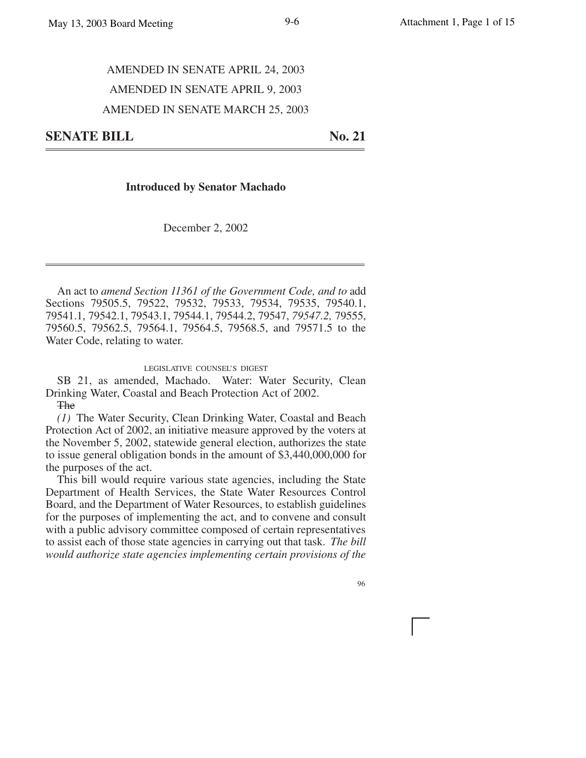AMENDED IN SENATE APRIL 24, 2003

AMENDED IN SENATE APRIL 9, 2003

AMENDED IN SENATE MARCH 25, 2003

## SENATE BILL No. 21

**Introduced by Senator Machado**

December 2, 2002

An act to *amend Section 11361 of the Government Code, and to* add Sections 79505.5, 79522, 79532, 79533, 79534, 79535, 79540.1, 79541.1, 79542.1, 79543.1, 79544.1, 79544.2, 79547, *79547.2,* 79555, 79560.5, 79562.5, 79564.1, 79564.5, 79568.5, and 79571.5 to the Water Code, relating to water.

LEGISLATIVE COUNSEL'S DIGEST

SB 21, as amended, Machado. Water: Water Security, Clean Drinking Water, Coastal and Beach Protection Act of 2002.

~~The~~

*(1)* The Water Security, Clean Drinking Water, Coastal and Beach Protection Act of 2002, an initiative measure approved by the voters at the November 5, 2002, statewide general election, authorizes the state to issue general obligation bonds in the amount of $3,440,000,000 for the purposes of the act.

This bill would require various state agencies, including the State Department of Health Services, the State Water Resources Control Board, and the Department of Water Resources, to establish guidelines for the purposes of implementing the act, and to convene and consult with a public advisory committee composed of certain representatives to assist each of those state agencies in carrying out that task. *The bill would authorize state agencies implementing certain provisions of the*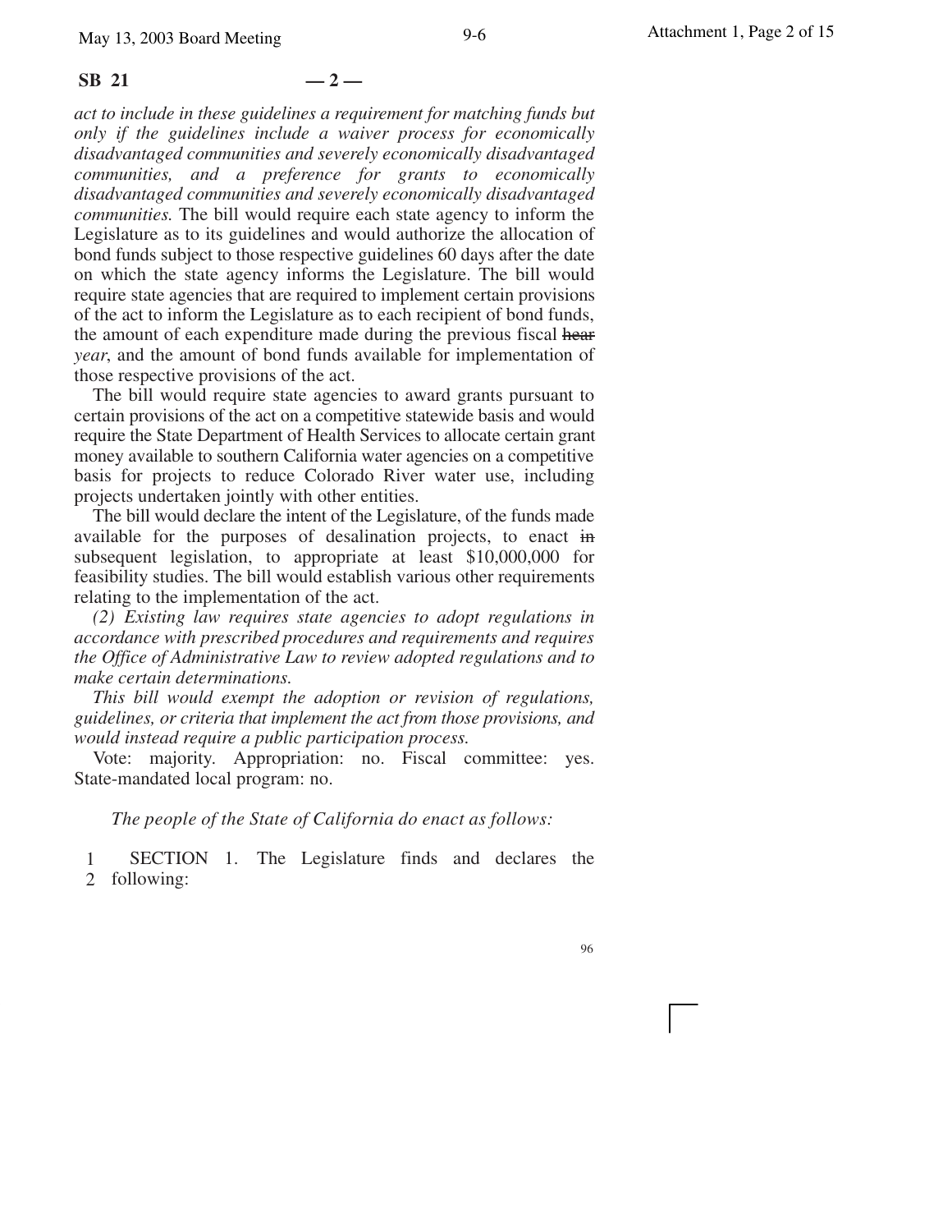act to include in these guidelines a requirement for matching funds but only if the guidelines include a waiver process for economically disadvantaged communities and severely economically disadvantaged communities, and a preference for grants to economically disadvantaged communities and severely economically disadvantaged communities.* The bill would require each state agency to inform the Legislature as to its guidelines and would authorize the allocation of bond funds subject to those respective guidelines 60 days after the date on which the state agency informs the Legislature. The bill would require state agencies that are required to implement certain provisions of the act to inform the Legislature as to each recipient of bond funds, the amount of each expenditure made during the previous fiscal ~~hear~~ *year*, and the amount of bond funds available for implementation of those respective provisions of the act.

The bill would require state agencies to award grants pursuant to certain provisions of the act on a competitive statewide basis and would require the State Department of Health Services to allocate certain grant money available to southern California water agencies on a competitive basis for projects to reduce Colorado River water use, including projects undertaken jointly with other entities.

The bill would declare the intent of the Legislature, of the funds made available for the purposes of desalination projects, to enact ~~in~~ subsequent legislation, to appropriate at least $10,000,000 for feasibility studies. The bill would establish various other requirements relating to the implementation of the act.

*(2) Existing law requires state agencies to adopt regulations in accordance with prescribed procedures and requirements and requires the Office of Administrative Law to review adopted regulations and to make certain determinations.*

*This bill would exempt the adoption or revision of regulations, guidelines, or criteria that implement the act from those provisions, and would instead require a public participation process.*

Vote: majority. Appropriation: no. Fiscal committee: yes. State-mandated local program: no.

*The people of the State of California do enact as follows:*

1 SECTION 1. The Legislature finds and declares the
2 following: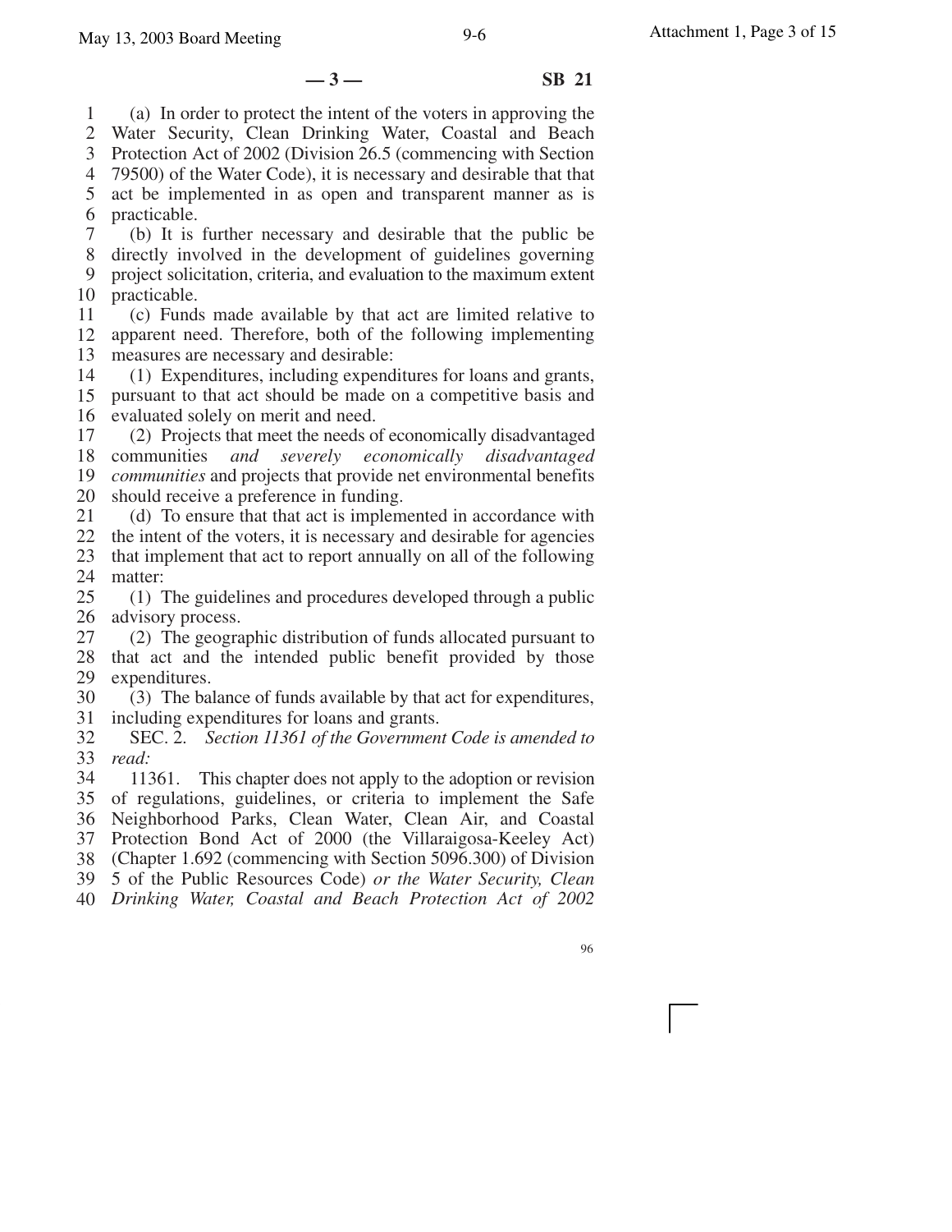(a) In order to protect the intent of the voters in approving the Water Security, Clean Drinking Water, Coastal and Beach Protection Act of 2002 (Division 26.5 (commencing with Section 79500) of the Water Code), it is necessary and desirable that that act be implemented in as open and transparent manner as is practicable.

(b) It is further necessary and desirable that the public be directly involved in the development of guidelines governing project solicitation, criteria, and evaluation to the maximum extent practicable.

(c) Funds made available by that act are limited relative to apparent need. Therefore, both of the following implementing measures are necessary and desirable:

(1) Expenditures, including expenditures for loans and grants, pursuant to that act should be made on a competitive basis and evaluated solely on merit and need.

(2) Projects that meet the needs of economically disadvantaged communities *and severely economically disadvantaged communities* and projects that provide net environmental benefits should receive a preference in funding.

(d) To ensure that that act is implemented in accordance with the intent of the voters, it is necessary and desirable for agencies that implement that act to report annually on all of the following matter:

(1) The guidelines and procedures developed through a public advisory process.

(2) The geographic distribution of funds allocated pursuant to that act and the intended public benefit provided by those expenditures.

(3) The balance of funds available by that act for expenditures, including expenditures for loans and grants.

SEC. 2. *Section 11361 of the Government Code is amended to read:*

11361. This chapter does not apply to the adoption or revision of regulations, guidelines, or criteria to implement the Safe Neighborhood Parks, Clean Water, Clean Air, and Coastal Protection Bond Act of 2000 (the Villaraigosa-Keeley Act) (Chapter 1.692 (commencing with Section 5096.300) of Division 5 of the Public Resources Code) *or the Water Security, Clean Drinking Water, Coastal and Beach Protection Act of 2002*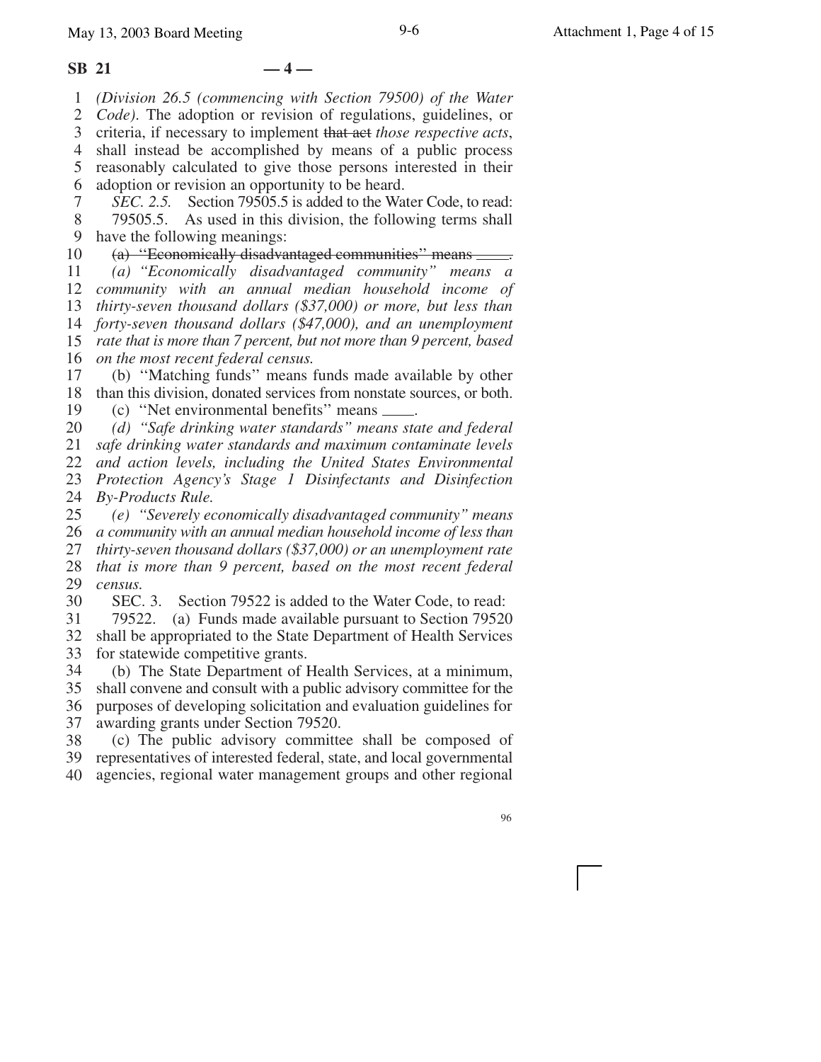*(Division 26.5 (commencing with Section 79500) of the Water Code)*. The adoption or revision of regulations, guidelines, or criteria, if necessary to implement ~~that act~~ *those respective acts*, shall instead be accomplished by means of a public process reasonably calculated to give those persons interested in their adoption or revision an opportunity to be heard.

*SEC. 2.5.* Section 79505.5 is added to the Water Code, to read:

79505.5. As used in this division, the following terms shall have the following meanings:

~~(a) "Economically disadvantaged communities" means \_\_\_\_.~~

*(a) "Economically disadvantaged community" means a community with an annual median household income of thirty-seven thousand dollars ($37,000) or more, but less than forty-seven thousand dollars ($47,000), and an unemployment rate that is more than 7 percent, but not more than 9 percent, based on the most recent federal census.*

(b) "Matching funds" means funds made available by other than this division, donated services from nonstate sources, or both.

(c) "Net environmental benefits" means \_\_\_\_.

*(d) "Safe drinking water standards" means state and federal safe drinking water standards and maximum contaminate levels and action levels, including the United States Environmental Protection Agency's Stage 1 Disinfectants and Disinfection By-Products Rule.*

*(e) "Severely economically disadvantaged community" means a community with an annual median household income of less than thirty-seven thousand dollars ($37,000) or an unemployment rate that is more than 9 percent, based on the most recent federal census.*

SEC. 3. Section 79522 is added to the Water Code, to read:

79522. (a) Funds made available pursuant to Section 79520 shall be appropriated to the State Department of Health Services for statewide competitive grants.

(b) The State Department of Health Services, at a minimum, shall convene and consult with a public advisory committee for the purposes of developing solicitation and evaluation guidelines for awarding grants under Section 79520.

(c) The public advisory committee shall be composed of representatives of interested federal, state, and local governmental agencies, regional water management groups and other regional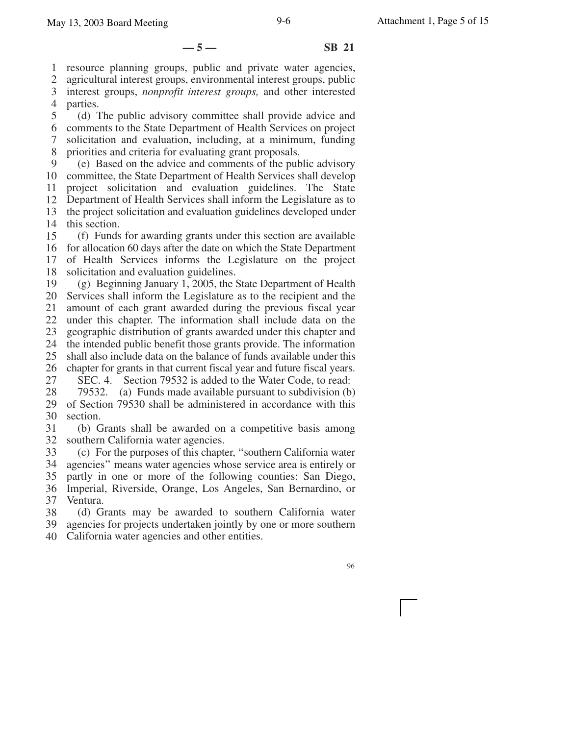resource planning groups, public and private water agencies, agricultural interest groups, environmental interest groups, public interest groups, *nonprofit interest groups,* and other interested parties.

(d) The public advisory committee shall provide advice and comments to the State Department of Health Services on project solicitation and evaluation, including, at a minimum, funding priorities and criteria for evaluating grant proposals.

(e) Based on the advice and comments of the public advisory committee, the State Department of Health Services shall develop project solicitation and evaluation guidelines. The State Department of Health Services shall inform the Legislature as to the project solicitation and evaluation guidelines developed under this section.

(f) Funds for awarding grants under this section are available for allocation 60 days after the date on which the State Department of Health Services informs the Legislature on the project solicitation and evaluation guidelines.

(g) Beginning January 1, 2005, the State Department of Health Services shall inform the Legislature as to the recipient and the amount of each grant awarded during the previous fiscal year under this chapter. The information shall include data on the geographic distribution of grants awarded under this chapter and the intended public benefit those grants provide. The information shall also include data on the balance of funds available under this chapter for grants in that current fiscal year and future fiscal years.

SEC. 4. Section 79532 is added to the Water Code, to read:

79532. (a) Funds made available pursuant to subdivision (b) of Section 79530 shall be administered in accordance with this section.

(b) Grants shall be awarded on a competitive basis among southern California water agencies.

(c) For the purposes of this chapter, "southern California water agencies" means water agencies whose service area is entirely or partly in one or more of the following counties: San Diego, Imperial, Riverside, Orange, Los Angeles, San Bernardino, or Ventura.

(d) Grants may be awarded to southern California water agencies for projects undertaken jointly by one or more southern California water agencies and other entities.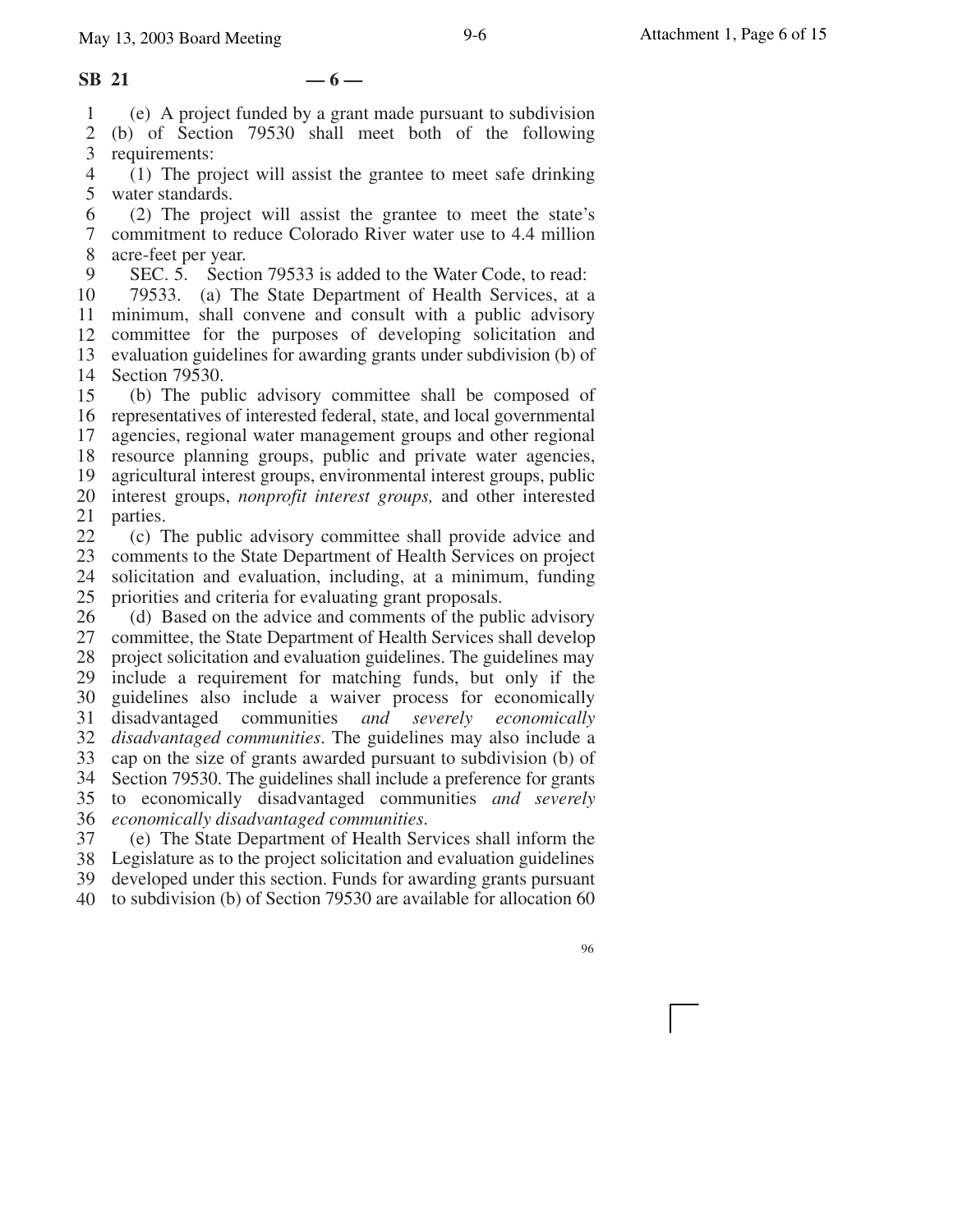(e) A project funded by a grant made pursuant to subdivision (b) of Section 79530 shall meet both of the following requirements:

(1) The project will assist the grantee to meet safe drinking water standards.

(2) The project will assist the grantee to meet the state's commitment to reduce Colorado River water use to 4.4 million acre-feet per year.

SEC. 5. Section 79533 is added to the Water Code, to read:

79533. (a) The State Department of Health Services, at a minimum, shall convene and consult with a public advisory committee for the purposes of developing solicitation and evaluation guidelines for awarding grants under subdivision (b) of Section 79530.

(b) The public advisory committee shall be composed of representatives of interested federal, state, and local governmental agencies, regional water management groups and other regional resource planning groups, public and private water agencies, agricultural interest groups, environmental interest groups, public interest groups, *nonprofit interest groups,* and other interested parties.

(c) The public advisory committee shall provide advice and comments to the State Department of Health Services on project solicitation and evaluation, including, at a minimum, funding priorities and criteria for evaluating grant proposals.

(d) Based on the advice and comments of the public advisory committee, the State Department of Health Services shall develop project solicitation and evaluation guidelines. The guidelines may include a requirement for matching funds, but only if the guidelines also include a waiver process for economically disadvantaged communities *and severely economically disadvantaged communities*. The guidelines may also include a cap on the size of grants awarded pursuant to subdivision (b) of Section 79530. The guidelines shall include a preference for grants to economically disadvantaged communities *and severely economically disadvantaged communities.*

(e) The State Department of Health Services shall inform the Legislature as to the project solicitation and evaluation guidelines developed under this section. Funds for awarding grants pursuant to subdivision (b) of Section 79530 are available for allocation 60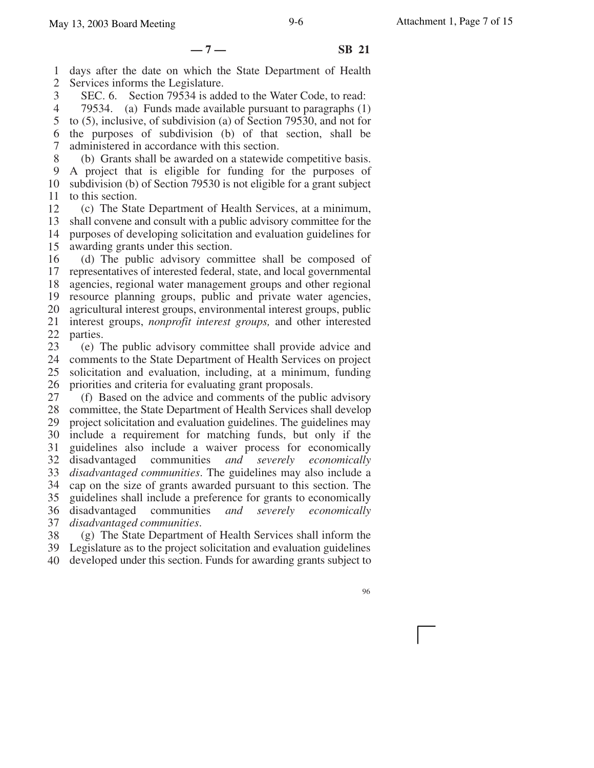days after the date on which the State Department of Health Services informs the Legislature.

SEC. 6. Section 79534 is added to the Water Code, to read:

79534. (a) Funds made available pursuant to paragraphs (1) to (5), inclusive, of subdivision (a) of Section 79530, and not for the purposes of subdivision (b) of that section, shall be administered in accordance with this section.

(b) Grants shall be awarded on a statewide competitive basis. A project that is eligible for funding for the purposes of subdivision (b) of Section 79530 is not eligible for a grant subject to this section.

(c) The State Department of Health Services, at a minimum, shall convene and consult with a public advisory committee for the purposes of developing solicitation and evaluation guidelines for awarding grants under this section.

(d) The public advisory committee shall be composed of representatives of interested federal, state, and local governmental agencies, regional water management groups and other regional resource planning groups, public and private water agencies, agricultural interest groups, environmental interest groups, public interest groups, *nonprofit interest groups,* and other interested parties.

(e) The public advisory committee shall provide advice and comments to the State Department of Health Services on project solicitation and evaluation, including, at a minimum, funding priorities and criteria for evaluating grant proposals.

(f) Based on the advice and comments of the public advisory committee, the State Department of Health Services shall develop project solicitation and evaluation guidelines. The guidelines may include a requirement for matching funds, but only if the guidelines also include a waiver process for economically disadvantaged communities *and severely economically disadvantaged communities*. The guidelines may also include a cap on the size of grants awarded pursuant to this section. The guidelines shall include a preference for grants to economically disadvantaged communities *and severely economically disadvantaged communities*.

(g) The State Department of Health Services shall inform the Legislature as to the project solicitation and evaluation guidelines developed under this section. Funds for awarding grants subject to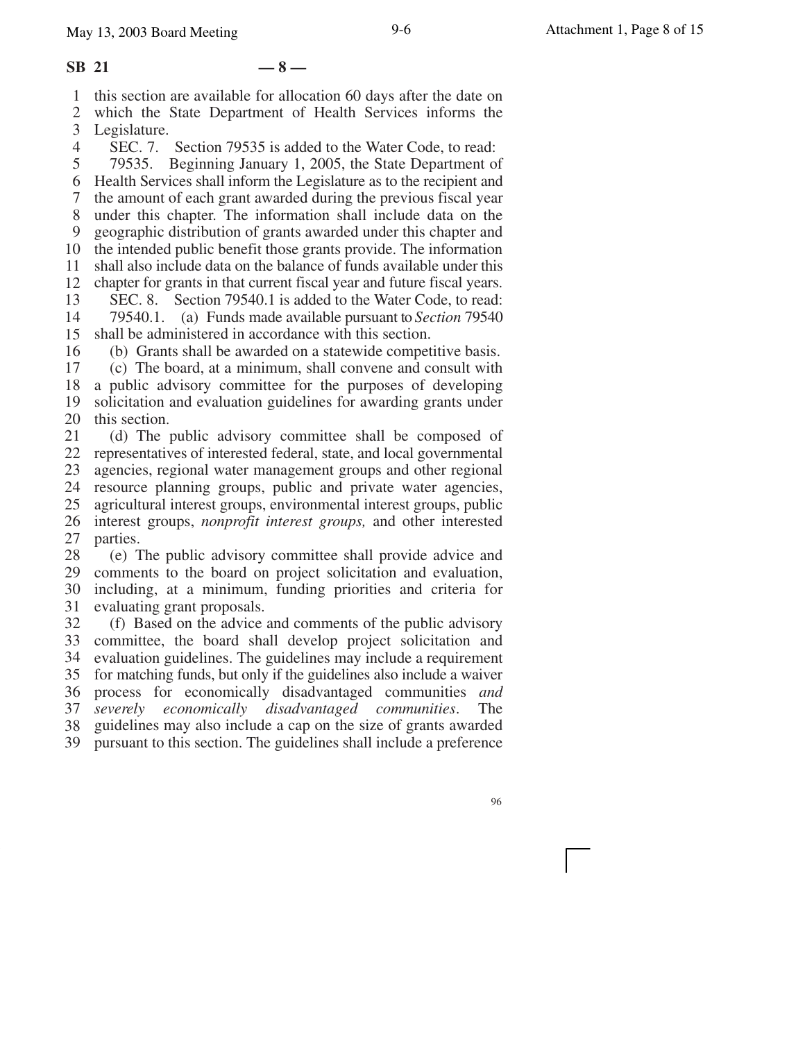this section are available for allocation 60 days after the date on which the State Department of Health Services informs the Legislature.

SEC. 7. Section 79535 is added to the Water Code, to read:

79535. Beginning January 1, 2005, the State Department of Health Services shall inform the Legislature as to the recipient and the amount of each grant awarded during the previous fiscal year under this chapter. The information shall include data on the geographic distribution of grants awarded under this chapter and the intended public benefit those grants provide. The information shall also include data on the balance of funds available under this chapter for grants in that current fiscal year and future fiscal years.

SEC. 8. Section 79540.1 is added to the Water Code, to read:

79540.1. (a) Funds made available pursuant to *Section* 79540 shall be administered in accordance with this section.

(b) Grants shall be awarded on a statewide competitive basis.

(c) The board, at a minimum, shall convene and consult with a public advisory committee for the purposes of developing solicitation and evaluation guidelines for awarding grants under this section.

(d) The public advisory committee shall be composed of representatives of interested federal, state, and local governmental agencies, regional water management groups and other regional resource planning groups, public and private water agencies, agricultural interest groups, environmental interest groups, public interest groups, *nonprofit interest groups,* and other interested parties.

(e) The public advisory committee shall provide advice and comments to the board on project solicitation and evaluation, including, at a minimum, funding priorities and criteria for evaluating grant proposals.

(f) Based on the advice and comments of the public advisory committee, the board shall develop project solicitation and evaluation guidelines. The guidelines may include a requirement for matching funds, but only if the guidelines also include a waiver process for economically disadvantaged communities *and severely economically disadvantaged communities*. The guidelines may also include a cap on the size of grants awarded pursuant to this section. The guidelines shall include a preference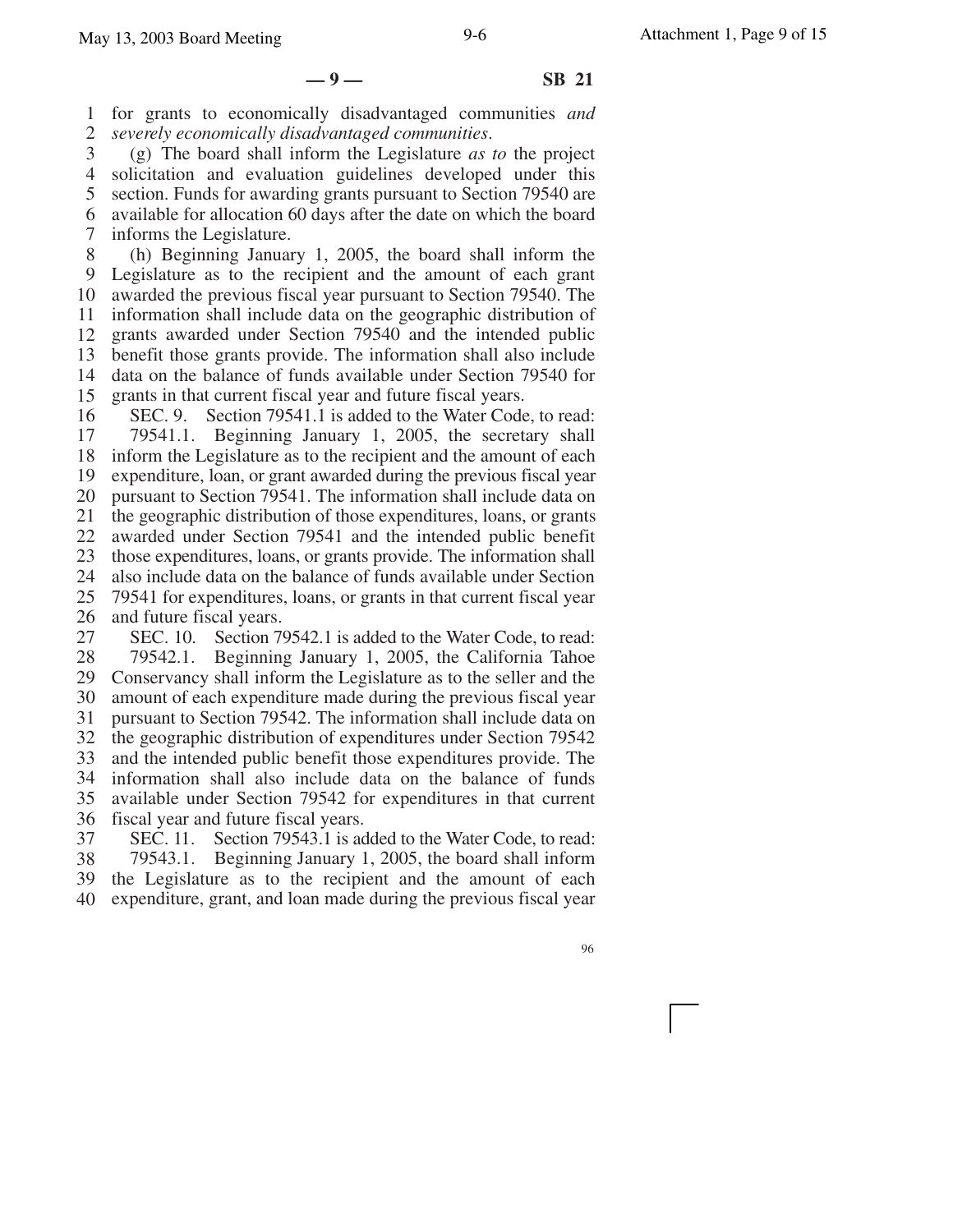for grants to economically disadvantaged communities *and severely economically disadvantaged communities*.

(g) The board shall inform the Legislature *as to* the project solicitation and evaluation guidelines developed under this section. Funds for awarding grants pursuant to Section 79540 are available for allocation 60 days after the date on which the board informs the Legislature.

(h) Beginning January 1, 2005, the board shall inform the Legislature as to the recipient and the amount of each grant awarded the previous fiscal year pursuant to Section 79540. The information shall include data on the geographic distribution of grants awarded under Section 79540 and the intended public benefit those grants provide. The information shall also include data on the balance of funds available under Section 79540 for grants in that current fiscal year and future fiscal years.

SEC. 9. Section 79541.1 is added to the Water Code, to read:

79541.1. Beginning January 1, 2005, the secretary shall inform the Legislature as to the recipient and the amount of each expenditure, loan, or grant awarded during the previous fiscal year pursuant to Section 79541. The information shall include data on the geographic distribution of those expenditures, loans, or grants awarded under Section 79541 and the intended public benefit those expenditures, loans, or grants provide. The information shall also include data on the balance of funds available under Section 79541 for expenditures, loans, or grants in that current fiscal year and future fiscal years.

SEC. 10. Section 79542.1 is added to the Water Code, to read:

79542.1. Beginning January 1, 2005, the California Tahoe Conservancy shall inform the Legislature as to the seller and the amount of each expenditure made during the previous fiscal year pursuant to Section 79542. The information shall include data on the geographic distribution of expenditures under Section 79542 and the intended public benefit those expenditures provide. The information shall also include data on the balance of funds available under Section 79542 for expenditures in that current fiscal year and future fiscal years.

SEC. 11. Section 79543.1 is added to the Water Code, to read:

79543.1. Beginning January 1, 2005, the board shall inform the Legislature as to the recipient and the amount of each expenditure, grant, and loan made during the previous fiscal year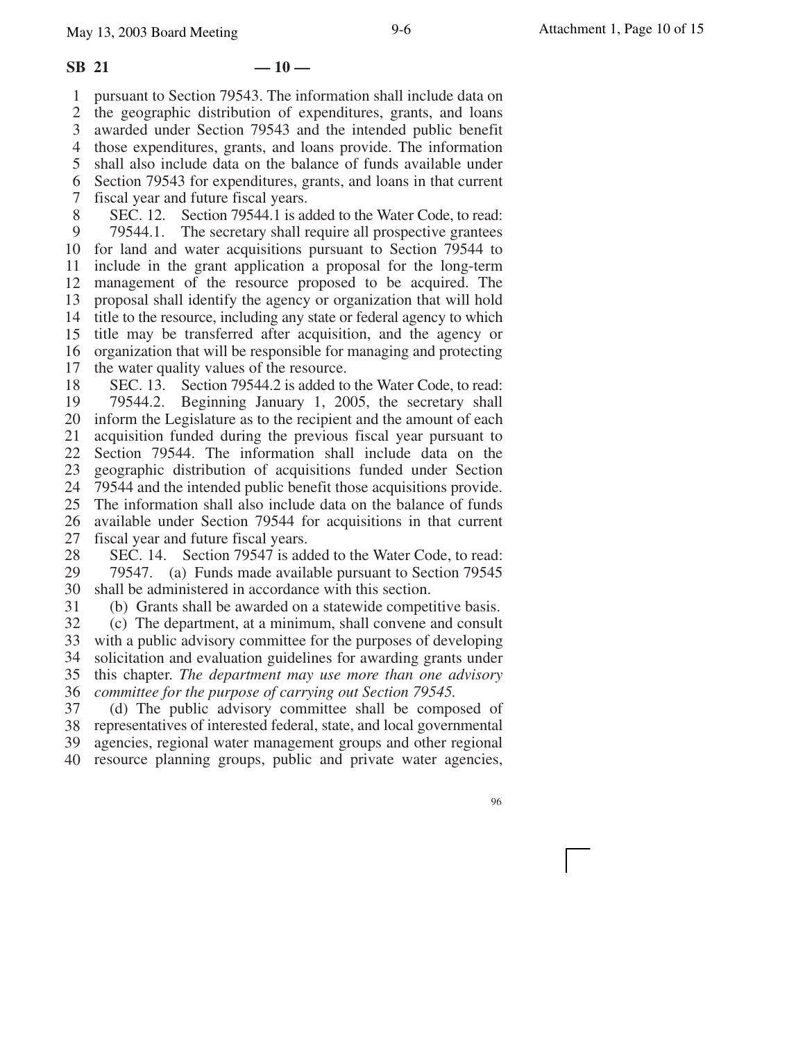pursuant to Section 79543. The information shall include data on the geographic distribution of expenditures, grants, and loans awarded under Section 79543 and the intended public benefit those expenditures, grants, and loans provide. The information shall also include data on the balance of funds available under Section 79543 for expenditures, grants, and loans in that current fiscal year and future fiscal years.

SEC. 12. Section 79544.1 is added to the Water Code, to read:

79544.1. The secretary shall require all prospective grantees for land and water acquisitions pursuant to Section 79544 to include in the grant application a proposal for the long-term management of the resource proposed to be acquired. The proposal shall identify the agency or organization that will hold title to the resource, including any state or federal agency to which title may be transferred after acquisition, and the agency or organization that will be responsible for managing and protecting the water quality values of the resource.

SEC. 13. Section 79544.2 is added to the Water Code, to read:

79544.2. Beginning January 1, 2005, the secretary shall inform the Legislature as to the recipient and the amount of each acquisition funded during the previous fiscal year pursuant to Section 79544. The information shall include data on the geographic distribution of acquisitions funded under Section 79544 and the intended public benefit those acquisitions provide. The information shall also include data on the balance of funds available under Section 79544 for acquisitions in that current fiscal year and future fiscal years.

SEC. 14. Section 79547 is added to the Water Code, to read:

79547. (a) Funds made available pursuant to Section 79545 shall be administered in accordance with this section.

(b) Grants shall be awarded on a statewide competitive basis.

(c) The department, at a minimum, shall convene and consult with a public advisory committee for the purposes of developing solicitation and evaluation guidelines for awarding grants under this chapter. *The department may use more than one advisory committee for the purpose of carrying out Section 79545.*

(d) The public advisory committee shall be composed of representatives of interested federal, state, and local governmental agencies, regional water management groups and other regional resource planning groups, public and private water agencies,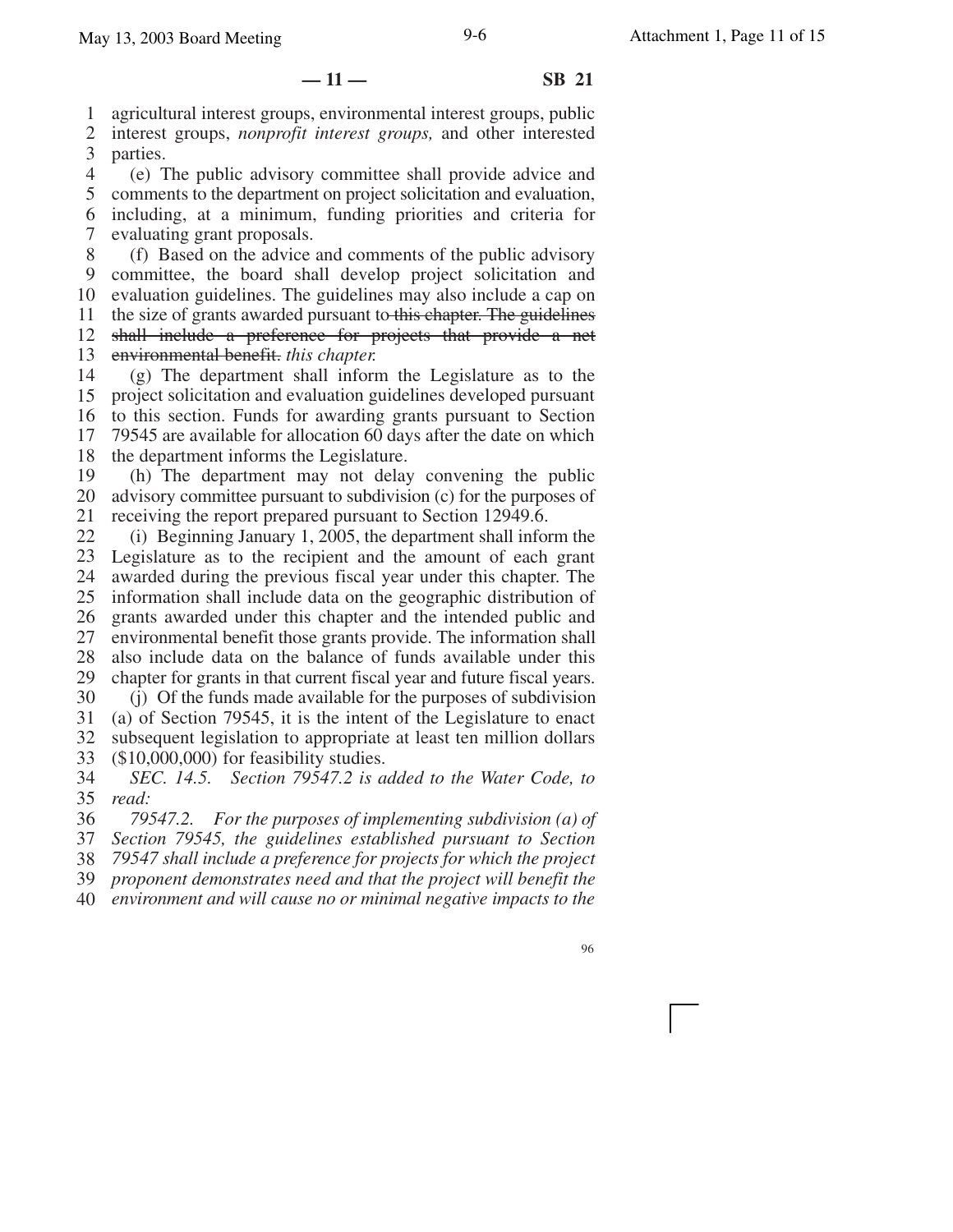agricultural interest groups, environmental interest groups, public interest groups, *nonprofit interest groups,* and other interested parties.

(e) The public advisory committee shall provide advice and comments to the department on project solicitation and evaluation, including, at a minimum, funding priorities and criteria for evaluating grant proposals.

(f) Based on the advice and comments of the public advisory committee, the board shall develop project solicitation and evaluation guidelines. The guidelines may also include a cap on the size of grants awarded pursuant to ~~this chapter. The guidelines shall include a preference for projects that provide a net environmental benefit.~~ *this chapter.*

(g) The department shall inform the Legislature as to the project solicitation and evaluation guidelines developed pursuant to this section. Funds for awarding grants pursuant to Section 79545 are available for allocation 60 days after the date on which the department informs the Legislature.

(h) The department may not delay convening the public advisory committee pursuant to subdivision (c) for the purposes of receiving the report prepared pursuant to Section 12949.6.

(i) Beginning January 1, 2005, the department shall inform the Legislature as to the recipient and the amount of each grant awarded during the previous fiscal year under this chapter. The information shall include data on the geographic distribution of grants awarded under this chapter and the intended public and environmental benefit those grants provide. The information shall also include data on the balance of funds available under this chapter for grants in that current fiscal year and future fiscal years.

(j) Of the funds made available for the purposes of subdivision (a) of Section 79545, it is the intent of the Legislature to enact subsequent legislation to appropriate at least ten million dollars ($10,000,000) for feasibility studies.

*SEC. 14.5. Section 79547.2 is added to the Water Code, to read:*

*79547.2. For the purposes of implementing subdivision (a) of Section 79545, the guidelines established pursuant to Section 79547 shall include a preference for projects for which the project proponent demonstrates need and that the project will benefit the environment and will cause no or minimal negative impacts to the*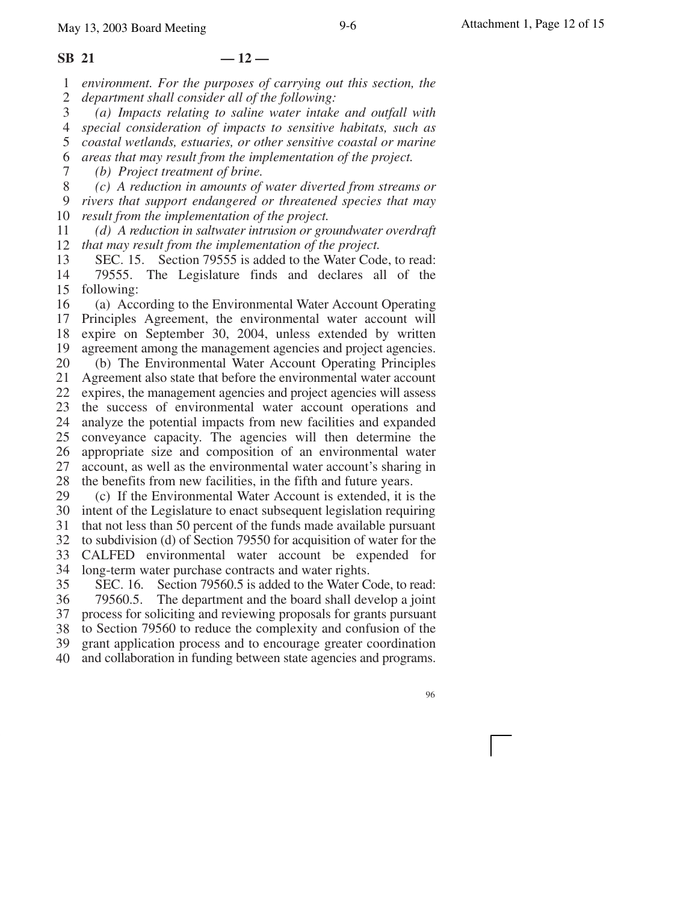*environment. For the purposes of carrying out this section, the department shall consider all of the following:*

*(a) Impacts relating to saline water intake and outfall with special consideration of impacts to sensitive habitats, such as coastal wetlands, estuaries, or other sensitive coastal or marine areas that may result from the implementation of the project.*

*(b) Project treatment of brine.*

*(c) A reduction in amounts of water diverted from streams or rivers that support endangered or threatened species that may result from the implementation of the project.*

*(d) A reduction in saltwater intrusion or groundwater overdraft that may result from the implementation of the project.*

SEC. 15. Section 79555 is added to the Water Code, to read:

79555. The Legislature finds and declares all of the following:

(a) According to the Environmental Water Account Operating Principles Agreement, the environmental water account will expire on September 30, 2004, unless extended by written agreement among the management agencies and project agencies.

(b) The Environmental Water Account Operating Principles Agreement also state that before the environmental water account expires, the management agencies and project agencies will assess the success of environmental water account operations and analyze the potential impacts from new facilities and expanded conveyance capacity. The agencies will then determine the appropriate size and composition of an environmental water account, as well as the environmental water account's sharing in the benefits from new facilities, in the fifth and future years.

(c) If the Environmental Water Account is extended, it is the intent of the Legislature to enact subsequent legislation requiring that not less than 50 percent of the funds made available pursuant to subdivision (d) of Section 79550 for acquisition of water for the CALFED environmental water account be expended for long-term water purchase contracts and water rights.

SEC. 16. Section 79560.5 is added to the Water Code, to read:

79560.5. The department and the board shall develop a joint process for soliciting and reviewing proposals for grants pursuant to Section 79560 to reduce the complexity and confusion of the grant application process and to encourage greater coordination and collaboration in funding between state agencies and programs.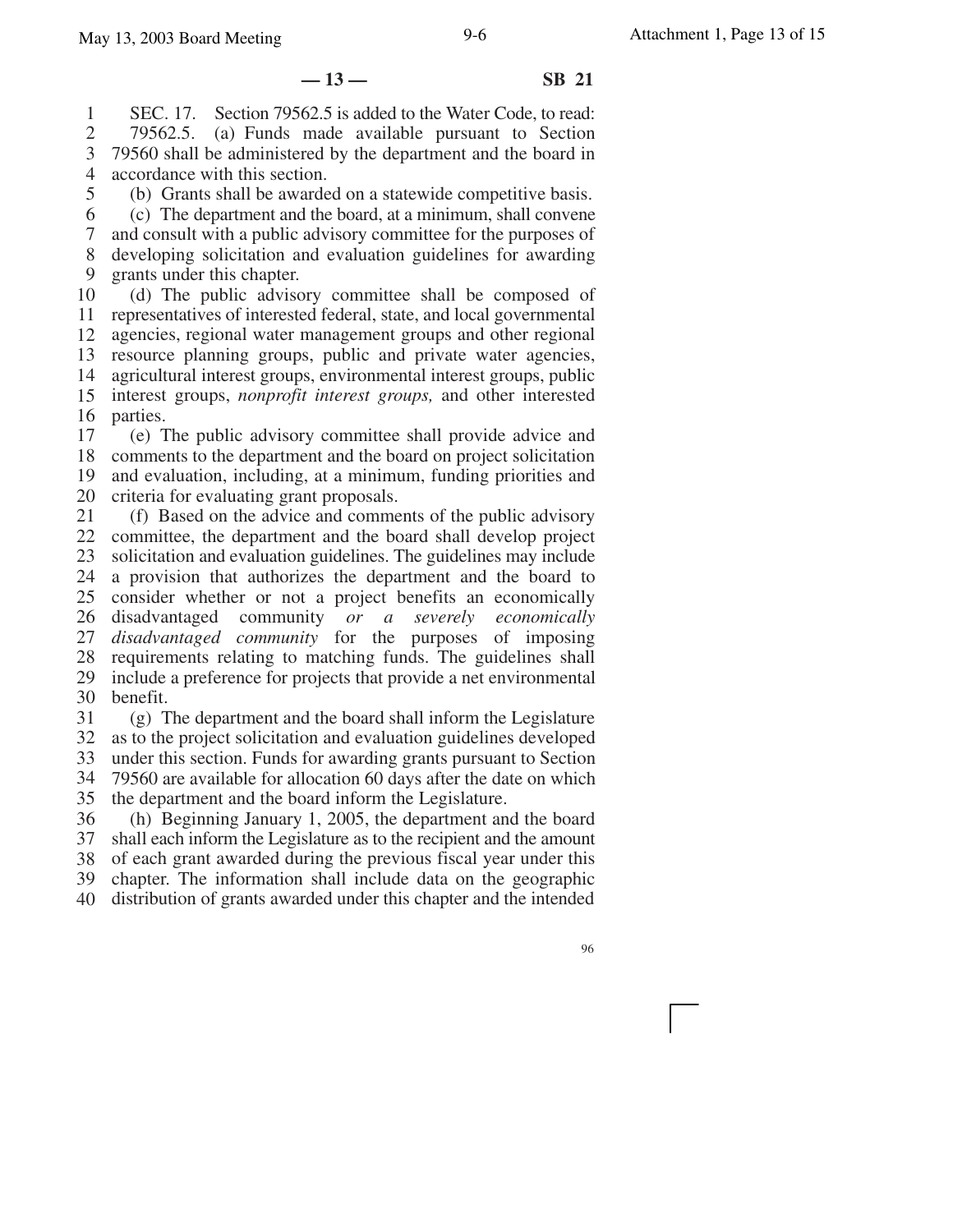SEC. 17. Section 79562.5 is added to the Water Code, to read:

79562.5. (a) Funds made available pursuant to Section 79560 shall be administered by the department and the board in accordance with this section.

(b) Grants shall be awarded on a statewide competitive basis.

(c) The department and the board, at a minimum, shall convene and consult with a public advisory committee for the purposes of developing solicitation and evaluation guidelines for awarding grants under this chapter.

(d) The public advisory committee shall be composed of representatives of interested federal, state, and local governmental agencies, regional water management groups and other regional resource planning groups, public and private water agencies, agricultural interest groups, environmental interest groups, public interest groups, *nonprofit interest groups,* and other interested parties.

(e) The public advisory committee shall provide advice and comments to the department and the board on project solicitation and evaluation, including, at a minimum, funding priorities and criteria for evaluating grant proposals.

(f) Based on the advice and comments of the public advisory committee, the department and the board shall develop project solicitation and evaluation guidelines. The guidelines may include a provision that authorizes the department and the board to consider whether or not a project benefits an economically disadvantaged community *or a severely economically disadvantaged community* for the purposes of imposing requirements relating to matching funds. The guidelines shall include a preference for projects that provide a net environmental benefit.

(g) The department and the board shall inform the Legislature as to the project solicitation and evaluation guidelines developed under this section. Funds for awarding grants pursuant to Section 79560 are available for allocation 60 days after the date on which the department and the board inform the Legislature.

(h) Beginning January 1, 2005, the department and the board shall each inform the Legislature as to the recipient and the amount of each grant awarded during the previous fiscal year under this chapter. The information shall include data on the geographic distribution of grants awarded under this chapter and the intended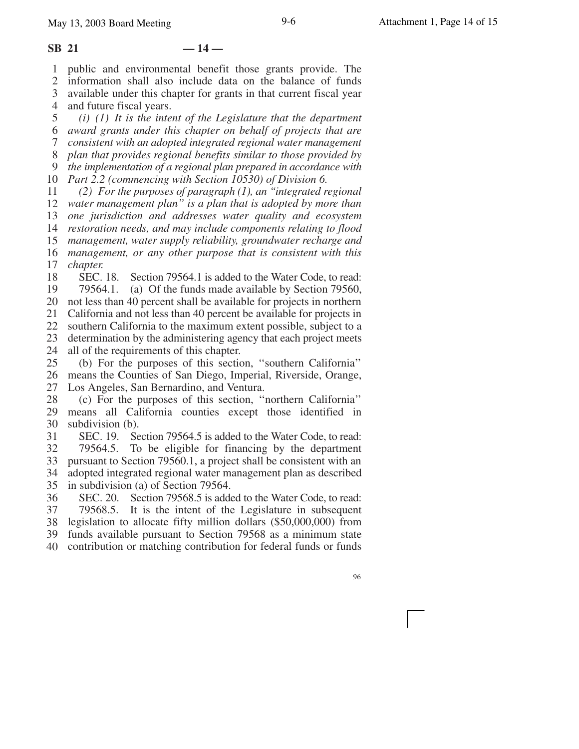public and environmental benefit those grants provide. The information shall also include data on the balance of funds available under this chapter for grants in that current fiscal year and future fiscal years.

*(i) (1) It is the intent of the Legislature that the department award grants under this chapter on behalf of projects that are consistent with an adopted integrated regional water management plan that provides regional benefits similar to those provided by the implementation of a regional plan prepared in accordance with Part 2.2 (commencing with Section 10530) of Division 6.*

*(2) For the purposes of paragraph (1), an "integrated regional water management plan" is a plan that is adopted by more than one jurisdiction and addresses water quality and ecosystem restoration needs, and may include components relating to flood management, water supply reliability, groundwater recharge and management, or any other purpose that is consistent with this chapter.*

SEC. 18. Section 79564.1 is added to the Water Code, to read:

79564.1. (a) Of the funds made available by Section 79560, not less than 40 percent shall be available for projects in northern California and not less than 40 percent be available for projects in southern California to the maximum extent possible, subject to a determination by the administering agency that each project meets all of the requirements of this chapter.

(b) For the purposes of this section, ''southern California'' means the Counties of San Diego, Imperial, Riverside, Orange, Los Angeles, San Bernardino, and Ventura.

(c) For the purposes of this section, ''northern California'' means all California counties except those identified in subdivision (b).

SEC. 19. Section 79564.5 is added to the Water Code, to read:

79564.5. To be eligible for financing by the department pursuant to Section 79560.1, a project shall be consistent with an adopted integrated regional water management plan as described in subdivision (a) of Section 79564.

SEC. 20. Section 79568.5 is added to the Water Code, to read:

79568.5. It is the intent of the Legislature in subsequent legislation to allocate fifty million dollars ($50,000,000) from funds available pursuant to Section 79568 as a minimum state contribution or matching contribution for federal funds or funds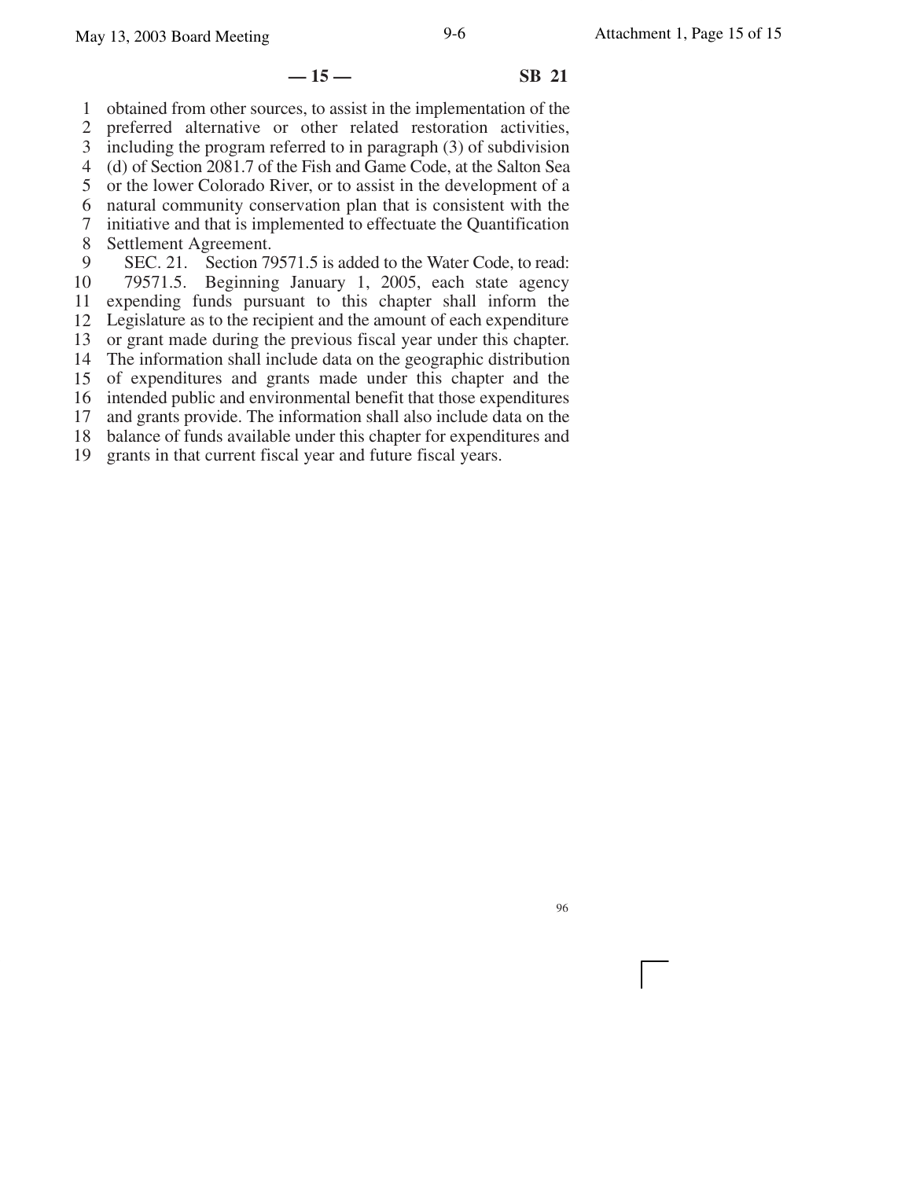obtained from other sources, to assist in the implementation of the preferred alternative or other related restoration activities, including the program referred to in paragraph (3) of subdivision (d) of Section 2081.7 of the Fish and Game Code, at the Salton Sea or the lower Colorado River, or to assist in the development of a natural community conservation plan that is consistent with the initiative and that is implemented to effectuate the Quantification Settlement Agreement.

SEC. 21. Section 79571.5 is added to the Water Code, to read:

79571.5. Beginning January 1, 2005, each state agency expending funds pursuant to this chapter shall inform the Legislature as to the recipient and the amount of each expenditure or grant made during the previous fiscal year under this chapter. The information shall include data on the geographic distribution of expenditures and grants made under this chapter and the intended public and environmental benefit that those expenditures and grants provide. The information shall also include data on the balance of funds available under this chapter for expenditures and grants in that current fiscal year and future fiscal years.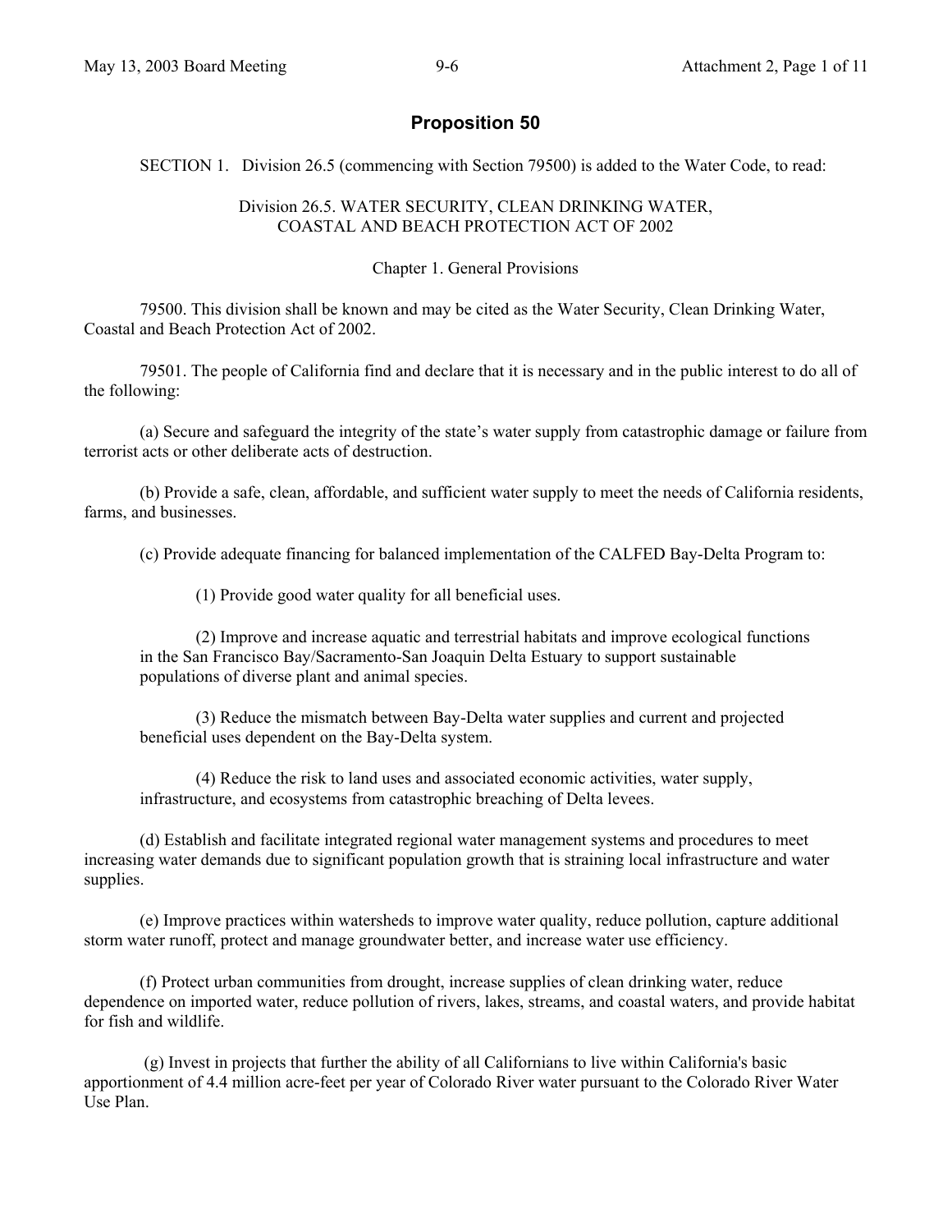# Proposition 50

SECTION 1. Division 26.5 (commencing with Section 79500) is added to the Water Code, to read:

## Division 26.5. WATER SECURITY, CLEAN DRINKING WATER, COASTAL AND BEACH PROTECTION ACT OF 2002

### Chapter 1. General Provisions

79500. This division shall be known and may be cited as the Water Security, Clean Drinking Water, Coastal and Beach Protection Act of 2002.

79501. The people of California find and declare that it is necessary and in the public interest to do all of the following:

(a) Secure and safeguard the integrity of the state's water supply from catastrophic damage or failure from terrorist acts or other deliberate acts of destruction.

(b) Provide a safe, clean, affordable, and sufficient water supply to meet the needs of California residents, farms, and businesses.

(c) Provide adequate financing for balanced implementation of the CALFED Bay-Delta Program to:

(1) Provide good water quality for all beneficial uses.

(2) Improve and increase aquatic and terrestrial habitats and improve ecological functions in the San Francisco Bay/Sacramento-San Joaquin Delta Estuary to support sustainable populations of diverse plant and animal species.

(3) Reduce the mismatch between Bay-Delta water supplies and current and projected beneficial uses dependent on the Bay-Delta system.

(4) Reduce the risk to land uses and associated economic activities, water supply, infrastructure, and ecosystems from catastrophic breaching of Delta levees.

(d) Establish and facilitate integrated regional water management systems and procedures to meet increasing water demands due to significant population growth that is straining local infrastructure and water supplies.

(e) Improve practices within watersheds to improve water quality, reduce pollution, capture additional storm water runoff, protect and manage groundwater better, and increase water use efficiency.

(f) Protect urban communities from drought, increase supplies of clean drinking water, reduce dependence on imported water, reduce pollution of rivers, lakes, streams, and coastal waters, and provide habitat for fish and wildlife.

(g) Invest in projects that further the ability of all Californians to live within California's basic apportionment of 4.4 million acre-feet per year of Colorado River water pursuant to the Colorado River Water Use Plan.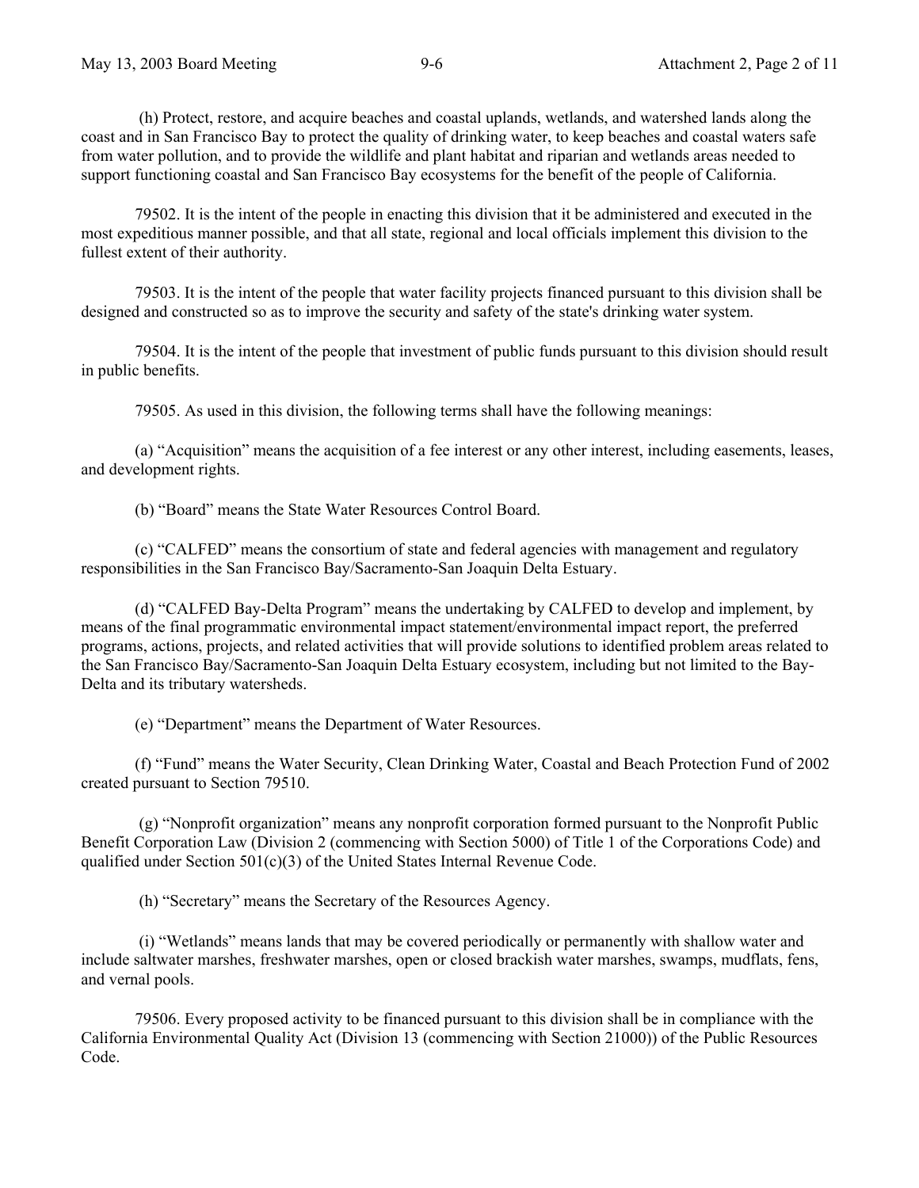(h) Protect, restore, and acquire beaches and coastal uplands, wetlands, and watershed lands along the coast and in San Francisco Bay to protect the quality of drinking water, to keep beaches and coastal waters safe from water pollution, and to provide the wildlife and plant habitat and riparian and wetlands areas needed to support functioning coastal and San Francisco Bay ecosystems for the benefit of the people of California.

79502. It is the intent of the people in enacting this division that it be administered and executed in the most expeditious manner possible, and that all state, regional and local officials implement this division to the fullest extent of their authority.

79503. It is the intent of the people that water facility projects financed pursuant to this division shall be designed and constructed so as to improve the security and safety of the state's drinking water system.

79504. It is the intent of the people that investment of public funds pursuant to this division should result in public benefits.

79505. As used in this division, the following terms shall have the following meanings:

(a) "Acquisition" means the acquisition of a fee interest or any other interest, including easements, leases, and development rights.

(b) "Board" means the State Water Resources Control Board.

(c) "CALFED" means the consortium of state and federal agencies with management and regulatory responsibilities in the San Francisco Bay/Sacramento-San Joaquin Delta Estuary.

(d) "CALFED Bay-Delta Program" means the undertaking by CALFED to develop and implement, by means of the final programmatic environmental impact statement/environmental impact report, the preferred programs, actions, projects, and related activities that will provide solutions to identified problem areas related to the San Francisco Bay/Sacramento-San Joaquin Delta Estuary ecosystem, including but not limited to the Bay-Delta and its tributary watersheds.

(e) "Department" means the Department of Water Resources.

(f) "Fund" means the Water Security, Clean Drinking Water, Coastal and Beach Protection Fund of 2002 created pursuant to Section 79510.

(g) "Nonprofit organization" means any nonprofit corporation formed pursuant to the Nonprofit Public Benefit Corporation Law (Division 2 (commencing with Section 5000) of Title 1 of the Corporations Code) and qualified under Section 501(c)(3) of the United States Internal Revenue Code.

(h) "Secretary" means the Secretary of the Resources Agency.

(i) "Wetlands" means lands that may be covered periodically or permanently with shallow water and include saltwater marshes, freshwater marshes, open or closed brackish water marshes, swamps, mudflats, fens, and vernal pools.

79506. Every proposed activity to be financed pursuant to this division shall be in compliance with the California Environmental Quality Act (Division 13 (commencing with Section 21000)) of the Public Resources Code.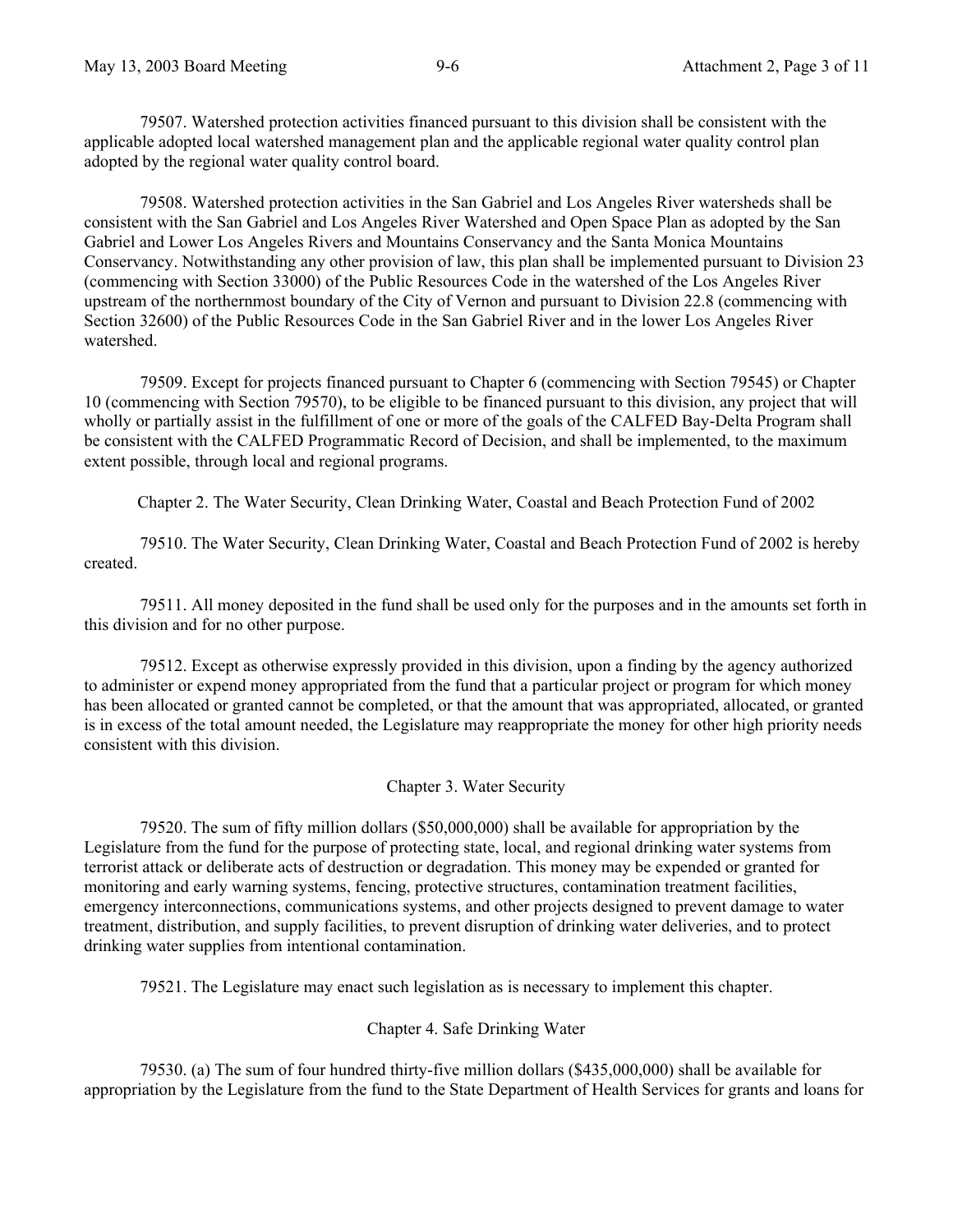79507. Watershed protection activities financed pursuant to this division shall be consistent with the applicable adopted local watershed management plan and the applicable regional water quality control plan adopted by the regional water quality control board.

79508. Watershed protection activities in the San Gabriel and Los Angeles River watersheds shall be consistent with the San Gabriel and Los Angeles River Watershed and Open Space Plan as adopted by the San Gabriel and Lower Los Angeles Rivers and Mountains Conservancy and the Santa Monica Mountains Conservancy. Notwithstanding any other provision of law, this plan shall be implemented pursuant to Division 23 (commencing with Section 33000) of the Public Resources Code in the watershed of the Los Angeles River upstream of the northernmost boundary of the City of Vernon and pursuant to Division 22.8 (commencing with Section 32600) of the Public Resources Code in the San Gabriel River and in the lower Los Angeles River watershed.

79509. Except for projects financed pursuant to Chapter 6 (commencing with Section 79545) or Chapter 10 (commencing with Section 79570), to be eligible to be financed pursuant to this division, any project that will wholly or partially assist in the fulfillment of one or more of the goals of the CALFED Bay-Delta Program shall be consistent with the CALFED Programmatic Record of Decision, and shall be implemented, to the maximum extent possible, through local and regional programs.

## Chapter 2. The Water Security, Clean Drinking Water, Coastal and Beach Protection Fund of 2002

79510. The Water Security, Clean Drinking Water, Coastal and Beach Protection Fund of 2002 is hereby created.

79511. All money deposited in the fund shall be used only for the purposes and in the amounts set forth in this division and for no other purpose.

79512. Except as otherwise expressly provided in this division, upon a finding by the agency authorized to administer or expend money appropriated from the fund that a particular project or program for which money has been allocated or granted cannot be completed, or that the amount that was appropriated, allocated, or granted is in excess of the total amount needed, the Legislature may reappropriate the money for other high priority needs consistent with this division.

## Chapter 3. Water Security

79520. The sum of fifty million dollars ($50,000,000) shall be available for appropriation by the Legislature from the fund for the purpose of protecting state, local, and regional drinking water systems from terrorist attack or deliberate acts of destruction or degradation. This money may be expended or granted for monitoring and early warning systems, fencing, protective structures, contamination treatment facilities, emergency interconnections, communications systems, and other projects designed to prevent damage to water treatment, distribution, and supply facilities, to prevent disruption of drinking water deliveries, and to protect drinking water supplies from intentional contamination.

79521. The Legislature may enact such legislation as is necessary to implement this chapter.

## Chapter 4. Safe Drinking Water

79530. (a) The sum of four hundred thirty-five million dollars ($435,000,000) shall be available for appropriation by the Legislature from the fund to the State Department of Health Services for grants and loans for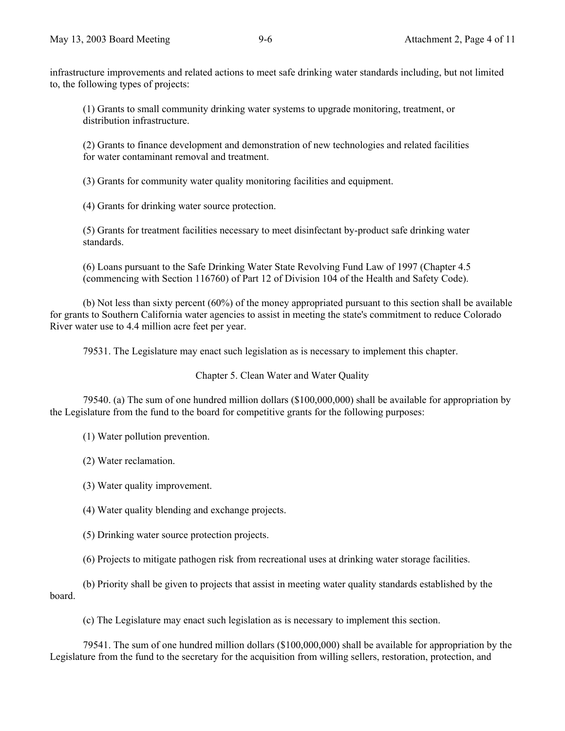infrastructure improvements and related actions to meet safe drinking water standards including, but not limited to, the following types of projects:

(1) Grants to small community drinking water systems to upgrade monitoring, treatment, or distribution infrastructure.

(2) Grants to finance development and demonstration of new technologies and related facilities for water contaminant removal and treatment.

(3) Grants for community water quality monitoring facilities and equipment.

(4) Grants for drinking water source protection.

(5) Grants for treatment facilities necessary to meet disinfectant by-product safe drinking water standards.

(6) Loans pursuant to the Safe Drinking Water State Revolving Fund Law of 1997 (Chapter 4.5 (commencing with Section 116760) of Part 12 of Division 104 of the Health and Safety Code).

(b) Not less than sixty percent (60%) of the money appropriated pursuant to this section shall be available for grants to Southern California water agencies to assist in meeting the state's commitment to reduce Colorado River water use to 4.4 million acre feet per year.

79531. The Legislature may enact such legislation as is necessary to implement this chapter.

## Chapter 5. Clean Water and Water Quality

79540. (a) The sum of one hundred million dollars ($100,000,000) shall be available for appropriation by the Legislature from the fund to the board for competitive grants for the following purposes:

(1) Water pollution prevention.

(2) Water reclamation.

(3) Water quality improvement.

(4) Water quality blending and exchange projects.

(5) Drinking water source protection projects.

(6) Projects to mitigate pathogen risk from recreational uses at drinking water storage facilities.

(b) Priority shall be given to projects that assist in meeting water quality standards established by the board.

(c) The Legislature may enact such legislation as is necessary to implement this section.

79541. The sum of one hundred million dollars ($100,000,000) shall be available for appropriation by the Legislature from the fund to the secretary for the acquisition from willing sellers, restoration, protection, and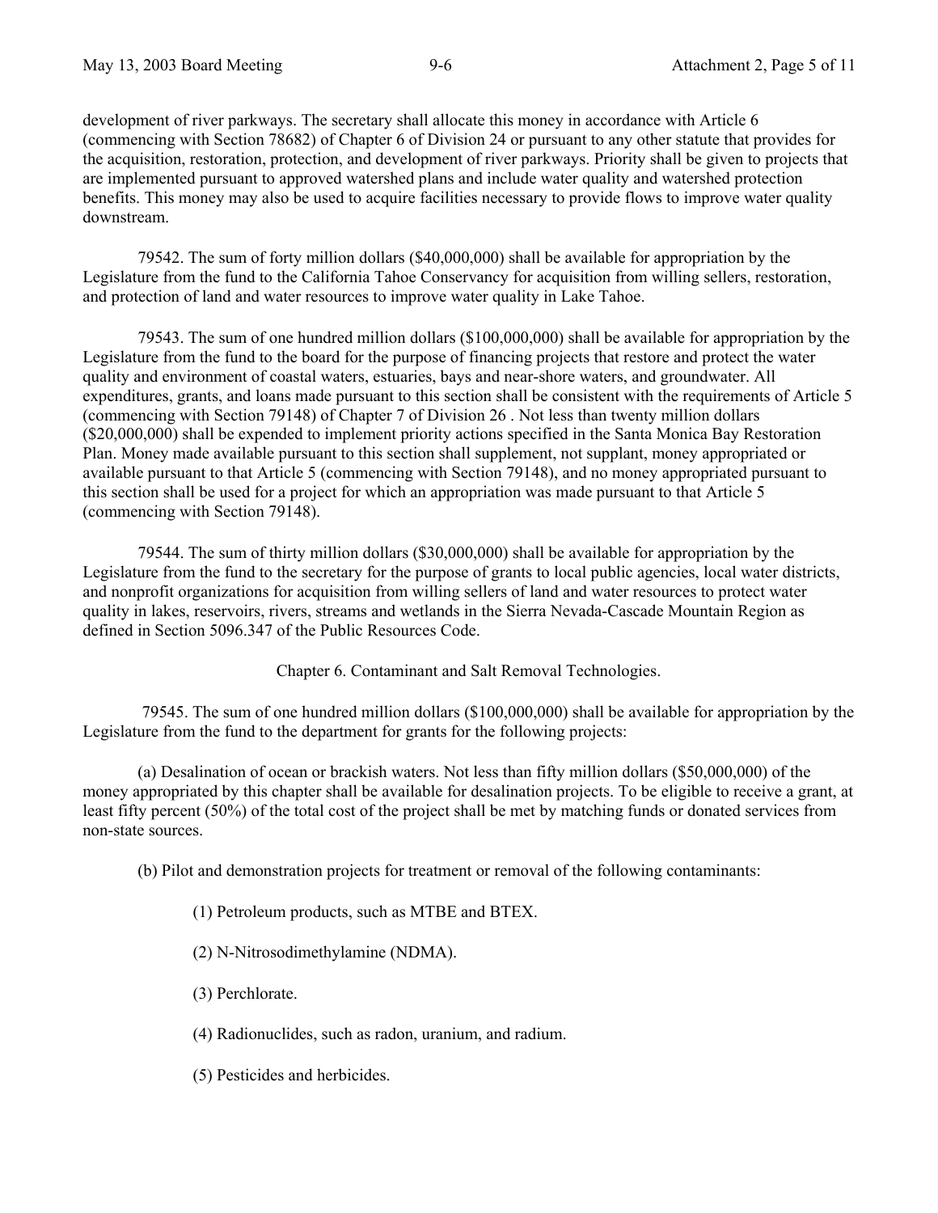development of river parkways. The secretary shall allocate this money in accordance with Article 6 (commencing with Section 78682) of Chapter 6 of Division 24 or pursuant to any other statute that provides for the acquisition, restoration, protection, and development of river parkways. Priority shall be given to projects that are implemented pursuant to approved watershed plans and include water quality and watershed protection benefits. This money may also be used to acquire facilities necessary to provide flows to improve water quality downstream.

79542. The sum of forty million dollars ($40,000,000) shall be available for appropriation by the Legislature from the fund to the California Tahoe Conservancy for acquisition from willing sellers, restoration, and protection of land and water resources to improve water quality in Lake Tahoe.

79543. The sum of one hundred million dollars ($100,000,000) shall be available for appropriation by the Legislature from the fund to the board for the purpose of financing projects that restore and protect the water quality and environment of coastal waters, estuaries, bays and near-shore waters, and groundwater. All expenditures, grants, and loans made pursuant to this section shall be consistent with the requirements of Article 5 (commencing with Section 79148) of Chapter 7 of Division 26 . Not less than twenty million dollars ($20,000,000) shall be expended to implement priority actions specified in the Santa Monica Bay Restoration Plan. Money made available pursuant to this section shall supplement, not supplant, money appropriated or available pursuant to that Article 5 (commencing with Section 79148), and no money appropriated pursuant to this section shall be used for a project for which an appropriation was made pursuant to that Article 5 (commencing with Section 79148).

79544. The sum of thirty million dollars ($30,000,000) shall be available for appropriation by the Legislature from the fund to the secretary for the purpose of grants to local public agencies, local water districts, and nonprofit organizations for acquisition from willing sellers of land and water resources to protect water quality in lakes, reservoirs, rivers, streams and wetlands in the Sierra Nevada-Cascade Mountain Region as defined in Section 5096.347 of the Public Resources Code.

## Chapter 6. Contaminant and Salt Removal Technologies.

79545. The sum of one hundred million dollars ($100,000,000) shall be available for appropriation by the Legislature from the fund to the department for grants for the following projects:

(a) Desalination of ocean or brackish waters. Not less than fifty million dollars ($50,000,000) of the money appropriated by this chapter shall be available for desalination projects. To be eligible to receive a grant, at least fifty percent (50%) of the total cost of the project shall be met by matching funds or donated services from non-state sources.

(b) Pilot and demonstration projects for treatment or removal of the following contaminants:

(1) Petroleum products, such as MTBE and BTEX.

(2) N-Nitrosodimethylamine (NDMA).

(3) Perchlorate.

(4) Radionuclides, such as radon, uranium, and radium.

(5) Pesticides and herbicides.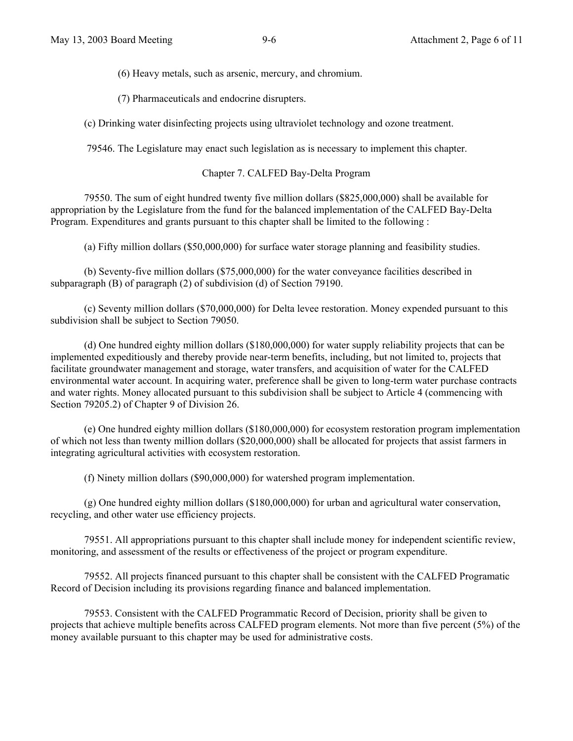(6) Heavy metals, such as arsenic, mercury, and chromium.

(7) Pharmaceuticals and endocrine disrupters.

(c) Drinking water disinfecting projects using ultraviolet technology and ozone treatment.

79546. The Legislature may enact such legislation as is necessary to implement this chapter.

## Chapter 7. CALFED Bay-Delta Program

79550. The sum of eight hundred twenty five million dollars ($825,000,000) shall be available for appropriation by the Legislature from the fund for the balanced implementation of the CALFED Bay-Delta Program. Expenditures and grants pursuant to this chapter shall be limited to the following :

(a) Fifty million dollars ($50,000,000) for surface water storage planning and feasibility studies.

(b) Seventy-five million dollars ($75,000,000) for the water conveyance facilities described in subparagraph (B) of paragraph (2) of subdivision (d) of Section 79190.

(c) Seventy million dollars ($70,000,000) for Delta levee restoration. Money expended pursuant to this subdivision shall be subject to Section 79050.

(d) One hundred eighty million dollars ($180,000,000) for water supply reliability projects that can be implemented expeditiously and thereby provide near-term benefits, including, but not limited to, projects that facilitate groundwater management and storage, water transfers, and acquisition of water for the CALFED environmental water account. In acquiring water, preference shall be given to long-term water purchase contracts and water rights. Money allocated pursuant to this subdivision shall be subject to Article 4 (commencing with Section 79205.2) of Chapter 9 of Division 26.

(e) One hundred eighty million dollars ($180,000,000) for ecosystem restoration program implementation of which not less than twenty million dollars ($20,000,000) shall be allocated for projects that assist farmers in integrating agricultural activities with ecosystem restoration.

(f) Ninety million dollars ($90,000,000) for watershed program implementation.

(g) One hundred eighty million dollars ($180,000,000) for urban and agricultural water conservation, recycling, and other water use efficiency projects.

79551. All appropriations pursuant to this chapter shall include money for independent scientific review, monitoring, and assessment of the results or effectiveness of the project or program expenditure.

79552. All projects financed pursuant to this chapter shall be consistent with the CALFED Programatic Record of Decision including its provisions regarding finance and balanced implementation.

79553. Consistent with the CALFED Programmatic Record of Decision, priority shall be given to projects that achieve multiple benefits across CALFED program elements. Not more than five percent (5%) of the money available pursuant to this chapter may be used for administrative costs.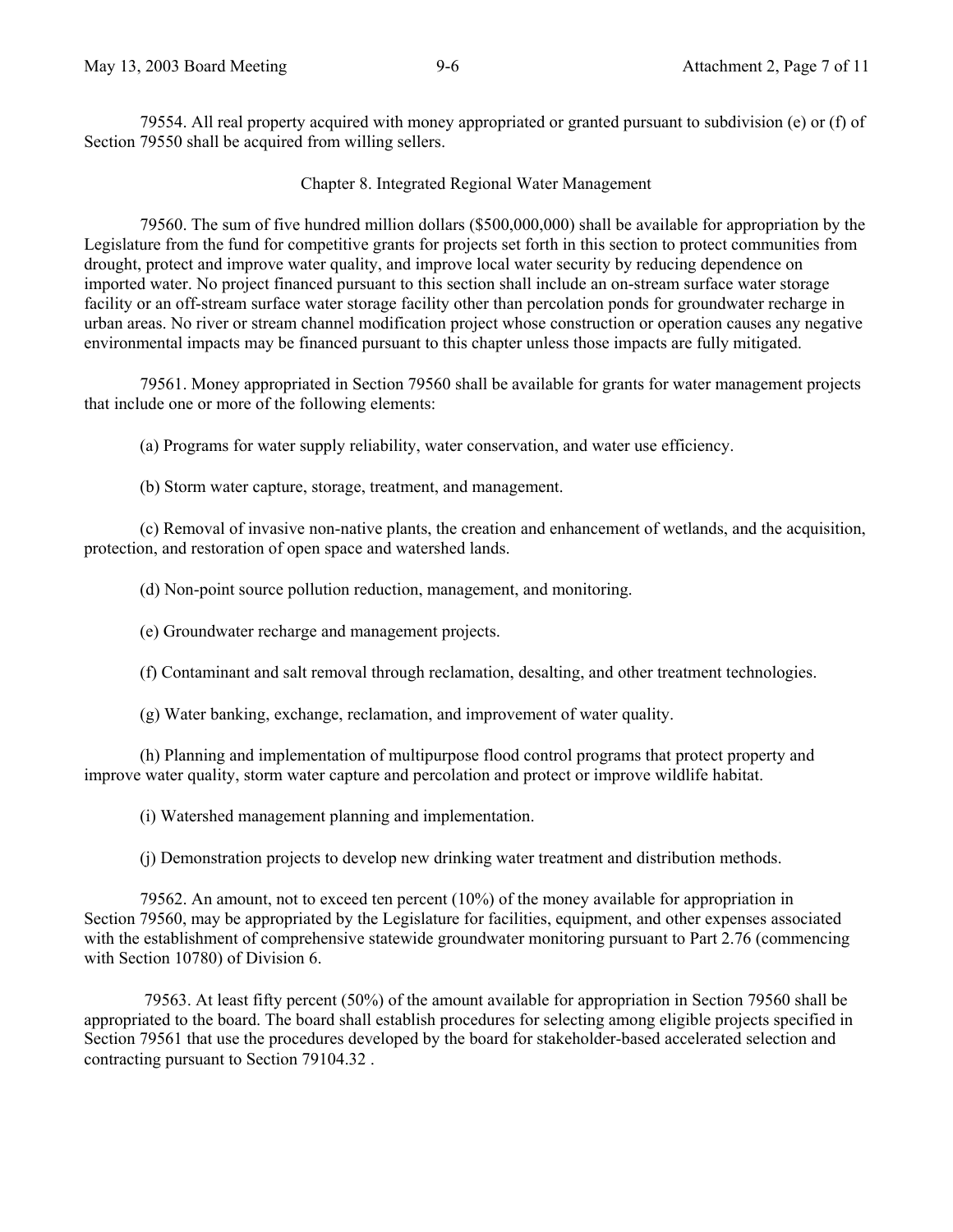79554. All real property acquired with money appropriated or granted pursuant to subdivision (e) or (f) of Section 79550 shall be acquired from willing sellers.

## Chapter 8. Integrated Regional Water Management

79560. The sum of five hundred million dollars ($500,000,000) shall be available for appropriation by the Legislature from the fund for competitive grants for projects set forth in this section to protect communities from drought, protect and improve water quality, and improve local water security by reducing dependence on imported water. No project financed pursuant to this section shall include an on-stream surface water storage facility or an off-stream surface water storage facility other than percolation ponds for groundwater recharge in urban areas. No river or stream channel modification project whose construction or operation causes any negative environmental impacts may be financed pursuant to this chapter unless those impacts are fully mitigated.

79561. Money appropriated in Section 79560 shall be available for grants for water management projects that include one or more of the following elements:

(a) Programs for water supply reliability, water conservation, and water use efficiency.

(b) Storm water capture, storage, treatment, and management.

(c) Removal of invasive non-native plants, the creation and enhancement of wetlands, and the acquisition, protection, and restoration of open space and watershed lands.

(d) Non-point source pollution reduction, management, and monitoring.

(e) Groundwater recharge and management projects.

(f) Contaminant and salt removal through reclamation, desalting, and other treatment technologies.

(g) Water banking, exchange, reclamation, and improvement of water quality.

(h) Planning and implementation of multipurpose flood control programs that protect property and improve water quality, storm water capture and percolation and protect or improve wildlife habitat.

(i) Watershed management planning and implementation.

(j) Demonstration projects to develop new drinking water treatment and distribution methods.

79562. An amount, not to exceed ten percent (10%) of the money available for appropriation in Section 79560, may be appropriated by the Legislature for facilities, equipment, and other expenses associated with the establishment of comprehensive statewide groundwater monitoring pursuant to Part 2.76 (commencing with Section 10780) of Division 6.

79563. At least fifty percent (50%) of the amount available for appropriation in Section 79560 shall be appropriated to the board. The board shall establish procedures for selecting among eligible projects specified in Section 79561 that use the procedures developed by the board for stakeholder-based accelerated selection and contracting pursuant to Section 79104.32 .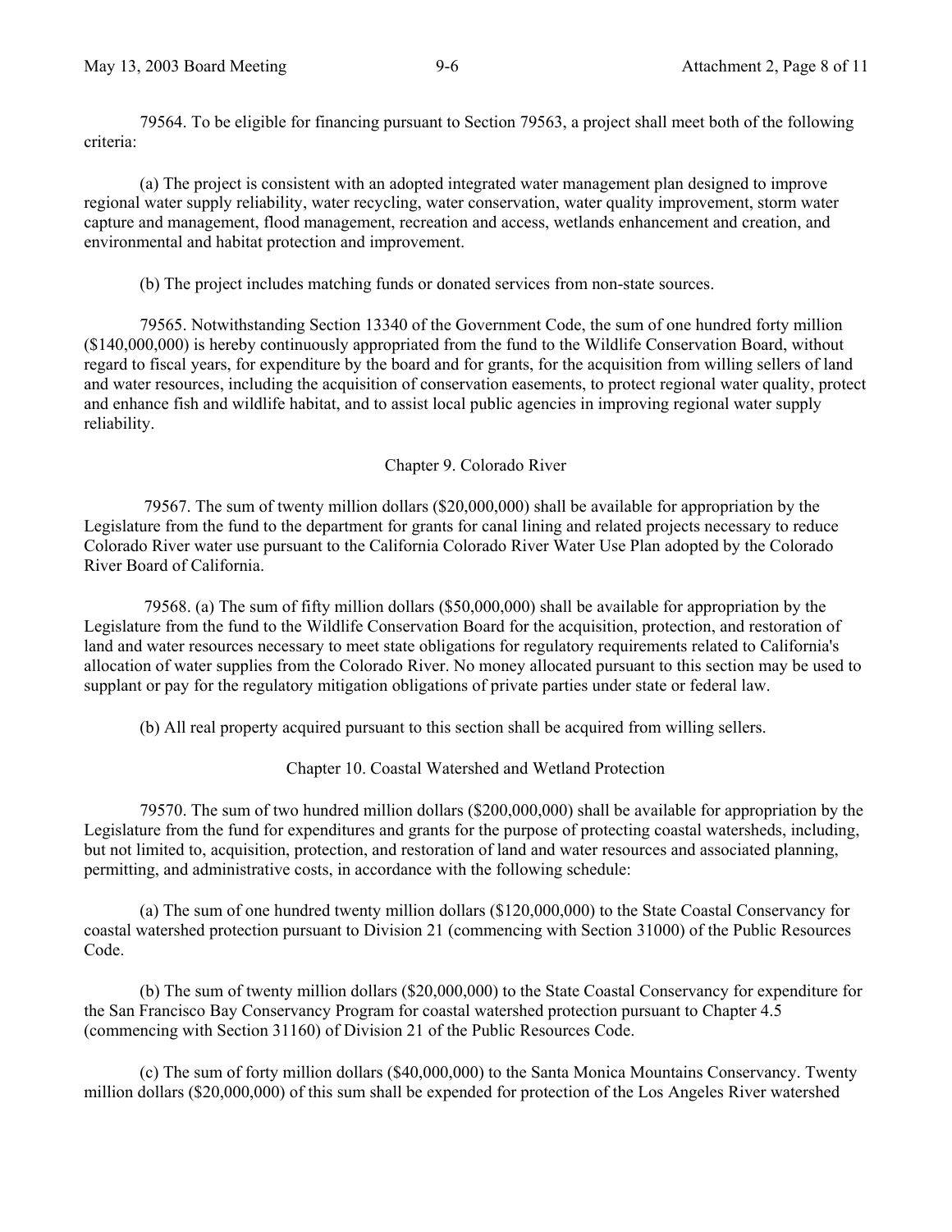79564. To be eligible for financing pursuant to Section 79563, a project shall meet both of the following criteria:

(a) The project is consistent with an adopted integrated water management plan designed to improve regional water supply reliability, water recycling, water conservation, water quality improvement, storm water capture and management, flood management, recreation and access, wetlands enhancement and creation, and environmental and habitat protection and improvement.

(b) The project includes matching funds or donated services from non-state sources.

79565. Notwithstanding Section 13340 of the Government Code, the sum of one hundred forty million ($140,000,000) is hereby continuously appropriated from the fund to the Wildlife Conservation Board, without regard to fiscal years, for expenditure by the board and for grants, for the acquisition from willing sellers of land and water resources, including the acquisition of conservation easements, to protect regional water quality, protect and enhance fish and wildlife habitat, and to assist local public agencies in improving regional water supply reliability.

## Chapter 9. Colorado River

79567. The sum of twenty million dollars ($20,000,000) shall be available for appropriation by the Legislature from the fund to the department for grants for canal lining and related projects necessary to reduce Colorado River water use pursuant to the California Colorado River Water Use Plan adopted by the Colorado River Board of California.

79568. (a) The sum of fifty million dollars ($50,000,000) shall be available for appropriation by the Legislature from the fund to the Wildlife Conservation Board for the acquisition, protection, and restoration of land and water resources necessary to meet state obligations for regulatory requirements related to California's allocation of water supplies from the Colorado River. No money allocated pursuant to this section may be used to supplant or pay for the regulatory mitigation obligations of private parties under state or federal law.

(b) All real property acquired pursuant to this section shall be acquired from willing sellers.

## Chapter 10. Coastal Watershed and Wetland Protection

79570. The sum of two hundred million dollars ($200,000,000) shall be available for appropriation by the Legislature from the fund for expenditures and grants for the purpose of protecting coastal watersheds, including, but not limited to, acquisition, protection, and restoration of land and water resources and associated planning, permitting, and administrative costs, in accordance with the following schedule:

(a) The sum of one hundred twenty million dollars ($120,000,000) to the State Coastal Conservancy for coastal watershed protection pursuant to Division 21 (commencing with Section 31000) of the Public Resources Code.

(b) The sum of twenty million dollars ($20,000,000) to the State Coastal Conservancy for expenditure for the San Francisco Bay Conservancy Program for coastal watershed protection pursuant to Chapter 4.5 (commencing with Section 31160) of Division 21 of the Public Resources Code.

(c) The sum of forty million dollars ($40,000,000) to the Santa Monica Mountains Conservancy. Twenty million dollars ($20,000,000) of this sum shall be expended for protection of the Los Angeles River watershed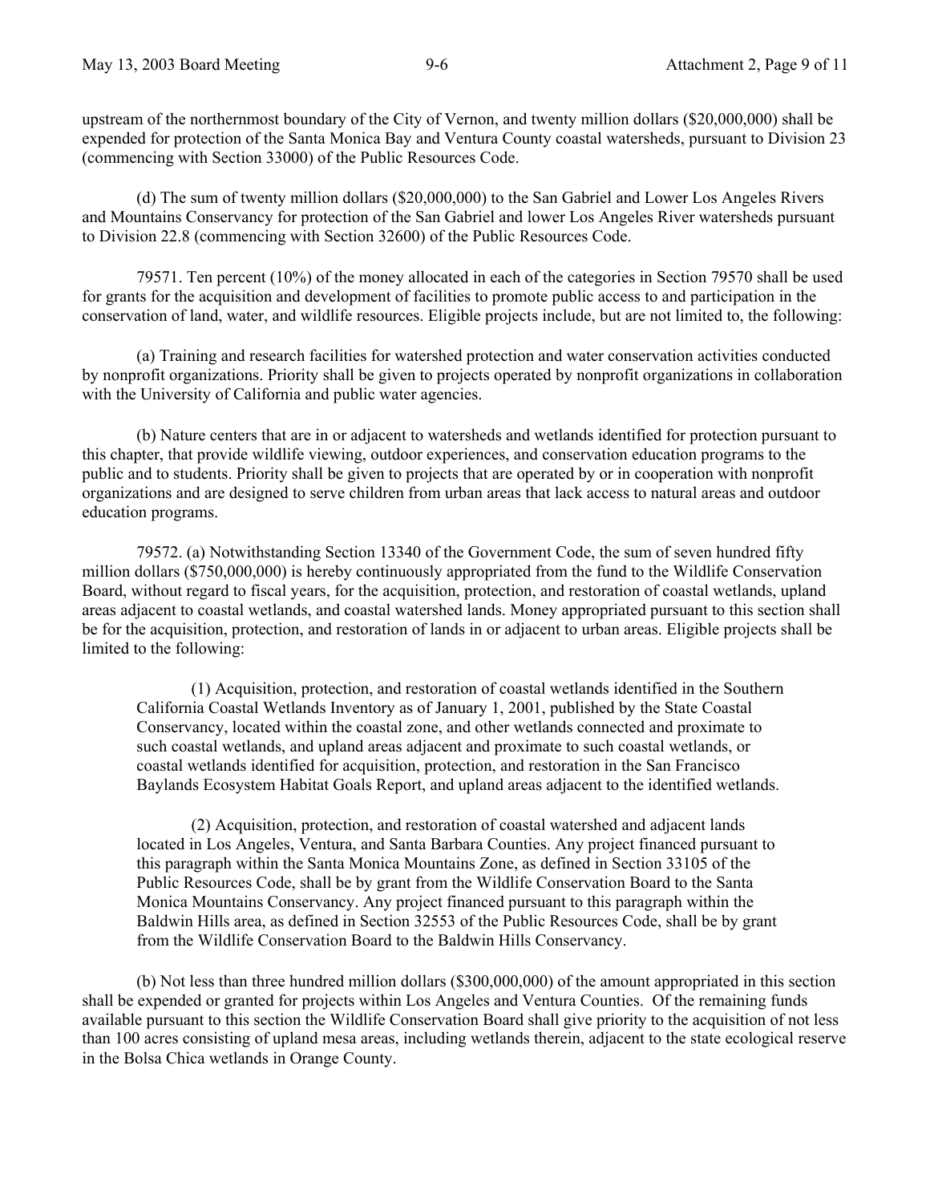upstream of the northernmost boundary of the City of Vernon, and twenty million dollars ($20,000,000) shall be expended for protection of the Santa Monica Bay and Ventura County coastal watersheds, pursuant to Division 23 (commencing with Section 33000) of the Public Resources Code.

(d) The sum of twenty million dollars ($20,000,000) to the San Gabriel and Lower Los Angeles Rivers and Mountains Conservancy for protection of the San Gabriel and lower Los Angeles River watersheds pursuant to Division 22.8 (commencing with Section 32600) of the Public Resources Code.

79571. Ten percent (10%) of the money allocated in each of the categories in Section 79570 shall be used for grants for the acquisition and development of facilities to promote public access to and participation in the conservation of land, water, and wildlife resources. Eligible projects include, but are not limited to, the following:

(a) Training and research facilities for watershed protection and water conservation activities conducted by nonprofit organizations. Priority shall be given to projects operated by nonprofit organizations in collaboration with the University of California and public water agencies.

(b) Nature centers that are in or adjacent to watersheds and wetlands identified for protection pursuant to this chapter, that provide wildlife viewing, outdoor experiences, and conservation education programs to the public and to students. Priority shall be given to projects that are operated by or in cooperation with nonprofit organizations and are designed to serve children from urban areas that lack access to natural areas and outdoor education programs.

79572. (a) Notwithstanding Section 13340 of the Government Code, the sum of seven hundred fifty million dollars ($750,000,000) is hereby continuously appropriated from the fund to the Wildlife Conservation Board, without regard to fiscal years, for the acquisition, protection, and restoration of coastal wetlands, upland areas adjacent to coastal wetlands, and coastal watershed lands. Money appropriated pursuant to this section shall be for the acquisition, protection, and restoration of lands in or adjacent to urban areas. Eligible projects shall be limited to the following:

> (1) Acquisition, protection, and restoration of coastal wetlands identified in the Southern California Coastal Wetlands Inventory as of January 1, 2001, published by the State Coastal Conservancy, located within the coastal zone, and other wetlands connected and proximate to such coastal wetlands, and upland areas adjacent and proximate to such coastal wetlands, or coastal wetlands identified for acquisition, protection, and restoration in the San Francisco Baylands Ecosystem Habitat Goals Report, and upland areas adjacent to the identified wetlands.
>
> (2) Acquisition, protection, and restoration of coastal watershed and adjacent lands located in Los Angeles, Ventura, and Santa Barbara Counties. Any project financed pursuant to this paragraph within the Santa Monica Mountains Zone, as defined in Section 33105 of the Public Resources Code, shall be by grant from the Wildlife Conservation Board to the Santa Monica Mountains Conservancy. Any project financed pursuant to this paragraph within the Baldwin Hills area, as defined in Section 32553 of the Public Resources Code, shall be by grant from the Wildlife Conservation Board to the Baldwin Hills Conservancy.

(b) Not less than three hundred million dollars ($300,000,000) of the amount appropriated in this section shall be expended or granted for projects within Los Angeles and Ventura Counties. Of the remaining funds available pursuant to this section the Wildlife Conservation Board shall give priority to the acquisition of not less than 100 acres consisting of upland mesa areas, including wetlands therein, adjacent to the state ecological reserve in the Bolsa Chica wetlands in Orange County.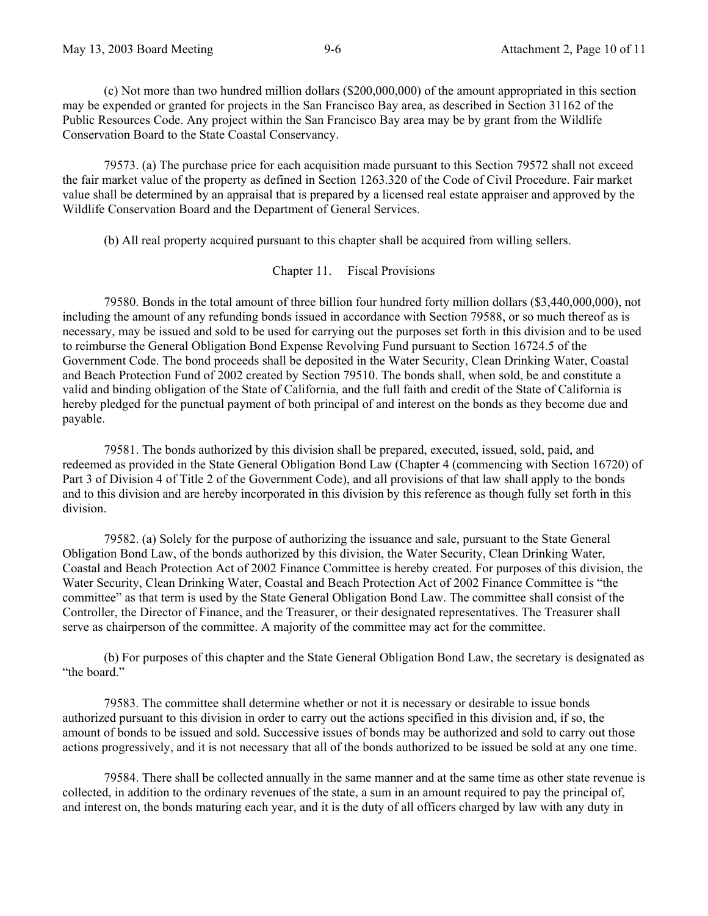(c) Not more than two hundred million dollars ($200,000,000) of the amount appropriated in this section may be expended or granted for projects in the San Francisco Bay area, as described in Section 31162 of the Public Resources Code. Any project within the San Francisco Bay area may be by grant from the Wildlife Conservation Board to the State Coastal Conservancy.

79573. (a) The purchase price for each acquisition made pursuant to this Section 79572 shall not exceed the fair market value of the property as defined in Section 1263.320 of the Code of Civil Procedure. Fair market value shall be determined by an appraisal that is prepared by a licensed real estate appraiser and approved by the Wildlife Conservation Board and the Department of General Services.

(b) All real property acquired pursuant to this chapter shall be acquired from willing sellers.

## Chapter 11. Fiscal Provisions

79580. Bonds in the total amount of three billion four hundred forty million dollars ($3,440,000,000), not including the amount of any refunding bonds issued in accordance with Section 79588, or so much thereof as is necessary, may be issued and sold to be used for carrying out the purposes set forth in this division and to be used to reimburse the General Obligation Bond Expense Revolving Fund pursuant to Section 16724.5 of the Government Code. The bond proceeds shall be deposited in the Water Security, Clean Drinking Water, Coastal and Beach Protection Fund of 2002 created by Section 79510. The bonds shall, when sold, be and constitute a valid and binding obligation of the State of California, and the full faith and credit of the State of California is hereby pledged for the punctual payment of both principal of and interest on the bonds as they become due and payable.

79581. The bonds authorized by this division shall be prepared, executed, issued, sold, paid, and redeemed as provided in the State General Obligation Bond Law (Chapter 4 (commencing with Section 16720) of Part 3 of Division 4 of Title 2 of the Government Code), and all provisions of that law shall apply to the bonds and to this division and are hereby incorporated in this division by this reference as though fully set forth in this division.

79582. (a) Solely for the purpose of authorizing the issuance and sale, pursuant to the State General Obligation Bond Law, of the bonds authorized by this division, the Water Security, Clean Drinking Water, Coastal and Beach Protection Act of 2002 Finance Committee is hereby created. For purposes of this division, the Water Security, Clean Drinking Water, Coastal and Beach Protection Act of 2002 Finance Committee is "the committee" as that term is used by the State General Obligation Bond Law. The committee shall consist of the Controller, the Director of Finance, and the Treasurer, or their designated representatives. The Treasurer shall serve as chairperson of the committee. A majority of the committee may act for the committee.

(b) For purposes of this chapter and the State General Obligation Bond Law, the secretary is designated as "the board."

79583. The committee shall determine whether or not it is necessary or desirable to issue bonds authorized pursuant to this division in order to carry out the actions specified in this division and, if so, the amount of bonds to be issued and sold. Successive issues of bonds may be authorized and sold to carry out those actions progressively, and it is not necessary that all of the bonds authorized to be issued be sold at any one time.

79584. There shall be collected annually in the same manner and at the same time as other state revenue is collected, in addition to the ordinary revenues of the state, a sum in an amount required to pay the principal of, and interest on, the bonds maturing each year, and it is the duty of all officers charged by law with any duty in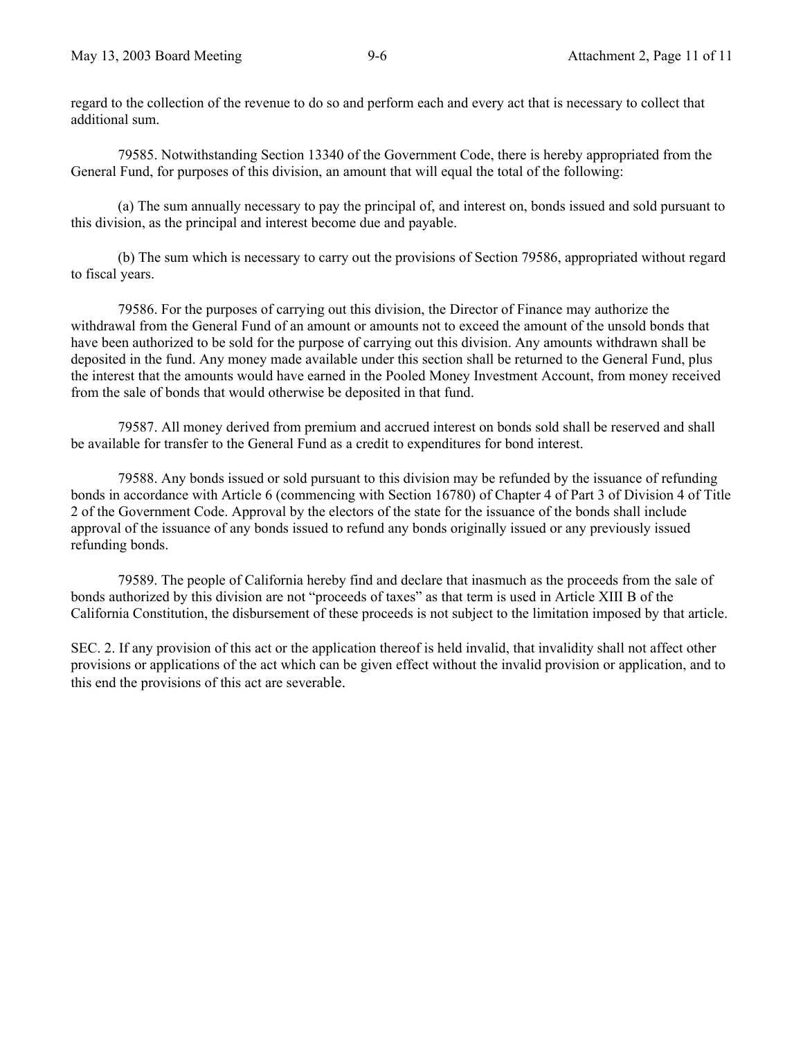regard to the collection of the revenue to do so and perform each and every act that is necessary to collect that additional sum.

79585. Notwithstanding Section 13340 of the Government Code, there is hereby appropriated from the General Fund, for purposes of this division, an amount that will equal the total of the following:

(a) The sum annually necessary to pay the principal of, and interest on, bonds issued and sold pursuant to this division, as the principal and interest become due and payable.

(b) The sum which is necessary to carry out the provisions of Section 79586, appropriated without regard to fiscal years.

79586. For the purposes of carrying out this division, the Director of Finance may authorize the withdrawal from the General Fund of an amount or amounts not to exceed the amount of the unsold bonds that have been authorized to be sold for the purpose of carrying out this division. Any amounts withdrawn shall be deposited in the fund. Any money made available under this section shall be returned to the General Fund, plus the interest that the amounts would have earned in the Pooled Money Investment Account, from money received from the sale of bonds that would otherwise be deposited in that fund.

79587. All money derived from premium and accrued interest on bonds sold shall be reserved and shall be available for transfer to the General Fund as a credit to expenditures for bond interest.

79588. Any bonds issued or sold pursuant to this division may be refunded by the issuance of refunding bonds in accordance with Article 6 (commencing with Section 16780) of Chapter 4 of Part 3 of Division 4 of Title 2 of the Government Code. Approval by the electors of the state for the issuance of the bonds shall include approval of the issuance of any bonds issued to refund any bonds originally issued or any previously issued refunding bonds.

79589. The people of California hereby find and declare that inasmuch as the proceeds from the sale of bonds authorized by this division are not "proceeds of taxes" as that term is used in Article XIII B of the California Constitution, the disbursement of these proceeds is not subject to the limitation imposed by that article.

SEC. 2. If any provision of this act or the application thereof is held invalid, that invalidity shall not affect other provisions or applications of the act which can be given effect without the invalid provision or application, and to this end the provisions of this act are severable.